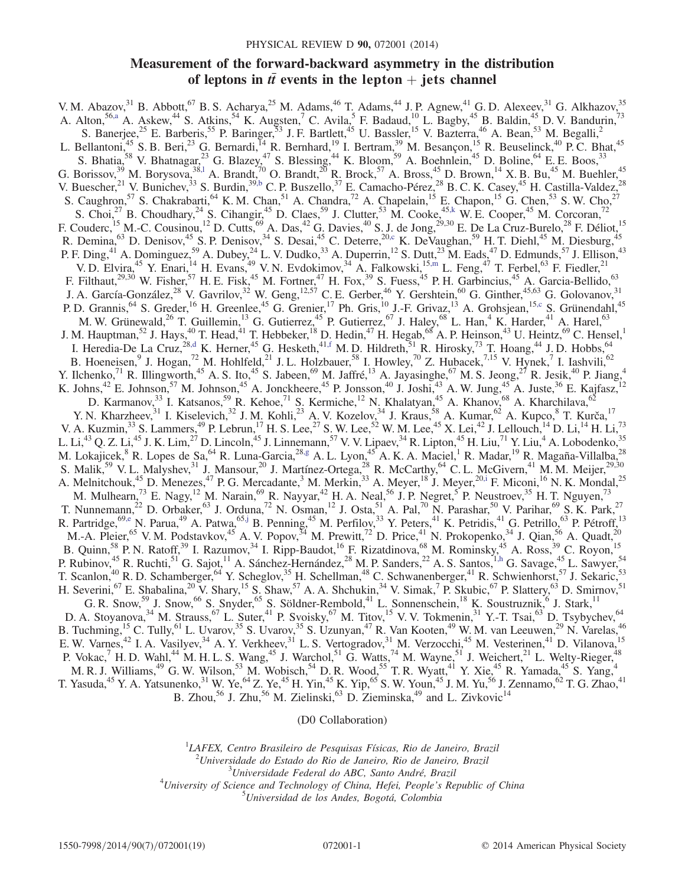# Measurement of the forward-backward asymmetry in the distribution of leptons in $t\bar{t}$ events in the lepton + jets channel

V. M. Abazov,[31] B. Abbott,[67] B. S. Acharya,[25] M. Adams,[46] T. Adams,[44] J. P. Agnew,[41] G. D. Alexeev,[31] G. Alkhazov,[35] A. Alton,[56,a] A. Askew,[44] S. Atkins,[54] K. Augsten,[7] C. Avila,[5] F. Badaud,[10] L. Bagby,[45] B. Baldin,[45] D. V. Bandurin,[73] S. Banerjee,[25] E. Barberis,[55] P. Baringer,[53] J. F. Bartlett,[45] U. Bassler,[15] V. Bazterra,[46] A. Bean,[53] M. Begalli,[2] L. Bellantoni,[45] S. B. Beri,[23] G. Bernardi,[14] R. Bernhard,[19] I. Bertram,[39] M. Besançon,[15] R. Beuselinck,[40] P. C. Bhat,[45] S. Bhatia,[58] V. Bhatnagar,[23] G. Blazey,[47] S. Blessing,[44] K. Bloom,[59] A. Boehnlein,[45] D. Boline,[64] E. E. Boos,[33] G. Borissov,[39] M. Borysova,[38,l] A. Brandt,[70] O. Brandt,[20] R. Brock,[57] A. Bross,[45] D. Brown,[14] X. B. Bu,[45] M. Buehler,[45] V. Buescher,[21] V. Bunichev,[33] S. Burdin,[39,b] C. P. Buszello,[37] E. Camacho-Pérez,[28] B. C. K. Casey,[45] H. Castilla-Valdez,[28] S. Caughron,[57] S. Chakrabarti,[64] K. M. Chan,[51] A. Chandra,[72] A. Chapelain,[15] E. Chapon,[15] G. Chen,[53] S. W. Cho,[27] S. Choi,[27] B. Choudhary,[24] S. Cihangir,[45] D. Claes,[59] J. Clutter,[53] M. Cooke,[45,k] W. E. Cooper,[45] M. Corcoran,[72] F. Couderc,[15] M.-C. Cousinou,[12] D. Cutts,[69] A. Das,[42] G. Davies,[40] S. J. de Jong,[29,30] E. De La Cruz-Burelo,[28] F. Déliot,[15] R. Demina,[63] D. Denisov,[45] S. P. Denisov,[34] S. Desai,[45] C. Deterre,[20,c] K. DeVaughan,[59] H. T. Diehl,[45] M. Diesburg,[45] P. F. Ding,[41] A. Dominguez,[59] A. Dubey,[24] L. V. Dudko,[33] A. Duperrin,[12] S. Dutt,[23] M. Eads,[47] D. Edmunds,[57] J. Ellison,[43] V. D. Elvira,[45] Y. Enari,[14] H. Evans,[49] V. N. Evdokimov,[34] A. Falkowski,[15,m] L. Feng,[47] T. Ferbel,[63] F. Fiedler,[21] F. Filthaut,[29,30] W. Fisher,[57] H. E. Fisk,[45] M. Fortner,[47] H. Fox,[39] S. Fuess,[45] P. H. Garbincius,[45] A. Garcia-Bellido,[63] J. A. García-González,[28] V. Gavrilov,[32] W. Geng,[12,57] C. E. Gerber,[46] Y. Gershtein,[60] G. Ginther,[45,63] G. Golovanov,[31] P. D. Grannis,[64] S. Greder,[16] H. Greenlee,[45] G. Grenier,[17] Ph. Gris,[10] J.-F. Grivaz,[13] A. Grohsjean,[15,c] S. Grünendahl,[45] M. W. Grünewald,[26] T. Guillemin,[13] G. Gutierrez,[45] P. Gutierrez,[67] J. Haley,[68] L. Han,[4] K. Harder,[41] A. Harel,[63] J. M. Hauptman,[52] J. Hays,[40] T. Head,[41] T. Hebbeker,[18] D. Hedin,[47] H. Hegab,[68] A. P. Heinson,[43] U. Heintz,[69] C. Hensel,[1] I. Heredia-De La Cruz,[28,d] K. Herner,[45] G. Hesketh,[41,f] M. D. Hildreth,[51] R. Hirosky,[73] T. Hoang,[44] J. D. Hobbs,[64] B. Hoeneisen,[9] J. Hogan,[72] M. Hohlfeld,[21] J. L. Holzbauer,[58] I. Howley,[70] Z. Hubacek,[7,15] V. Hynek,[7] I. Iashvili,[62] Y. Ilchenko,[71] R. Illingworth,[45] A. S. Ito,[45] S. Jabeen,[69] M. Jaffré,[13] A. Jayasinghe,[67] M. S. Jeong,[27] R. Jesik,[40] P. Jiang,[4] K. Johns,[42] E. Johnson,[57] M. Johnson,[45] A. Jonckheere,[45] P. Jonsson,[40] J. Joshi,[43] A. W. Jung,[45] A. Juste,[36] E. Kajfasz,[12] D. Karmanov,[33] I. Katsanos,[59] R. Kehoe,[71] S. Kermiche,[12] N. Khalatyan,[45] A. Khanov,[68] A. Kharchilava,[62] Y. N. Kharzheev,[31] I. Kiselevich,[32] J. M. Kohli,[23] A. V. Kozelov,[34] J. Kraus,[58] A. Kumar,[62] A. Kupco,[8] T. Kurča,[17] V. A. Kuzmin,[33] S. Lammers,[49] P. Lebrun,[17] H. S. Lee,[27] S. W. Lee,[52] W. M. Lee,[45] X. Lei,[42] J. Lellouch,[14] D. Li,[14] H. Li,[73] L. Li,[43] Q. Z. Li,[45] J. K. Lim,[27] D. Lincoln,[45] J. Linnemann,[57] V. V. Lipaev,[34] R. Lipton,[45] H. Liu,[71] Y. Liu,[4] A. Lobodenko,[35] M. Lokajicek,[8] R. Lopes de Sa,[64] R. Luna-Garcia,[28,g] A. L. Lyon,[45] A. K. A. Maciel,[1] R. Madar,[19] R. Magaña-Villalba,[28] S. Malik,[59] V. L. Malyshev,[31] J. Mansour,[20] J. Martínez-Ortega,[28] R. McCarthy,[64] C. L. McGivern,[41] M. M. Meijer,[29,30] A. Melnitchouk,[45] D. Menezes,[47] P. G. Mercadante,[3] M. Merkin,[33] A. Meyer,[18] J. Meyer,[20,i] F. Miconi,[16] N. K. Mondal,[25] M. Mulhearn,[73] E. Nagy,[12] M. Narain,[69] R. Nayyar,[42] H. A. Neal,[56] J. P. Negret,[5] P. Neustroev,[35] H. T. Nguyen,[73] T. Nunnemann,[22] D. Orbaker,[63] J. Orduna,[72] N. Osman,[12] J. Osta,[51] A. Pal,[70] N. Parashar,[50] V. Parihar,[69] S. K. Park,[27] R. Partridge,[69,e] N. Parua,[49] A. Patwa,[65,j] B. Penning,[45] M. Perfilov,[33] Y. Peters,[41] K. Petridis,[41] G. Petrillo,[63] P. Pétroff,[13] M.-A. Pleier,[65] V. M. Podstavkov,[45] A. V. Popov,[34] M. Prewitt,[72] D. Price,[41] N. Prokopenko,[34] J. Qian,[56] A. Quadt,[20] B. Quinn,[58] P. N. Ratoff,[39] I. Razumov,[34] I. Ripp-Baudot,[16] F. Rizatdinova,[68] M. Rominsky,[45] A. Ross,[39] C. Royon,[15] P. Rubinov,[45] R. Ruchti,[51] G. Sajot,[11] A. Sánchez-Hernández,[28] M. P. Sanders,[22] A. S. Santos,[1,h] G. Savage,[45] L. Sawyer,[54] T. Scanlon,[40] R. D. Schamberger,[64] Y. Scheglov,[35] H. Schellman,[48] C. Schwanenberger,[41] R. Schwienhorst,[57] J. Sekaric,[53] H. Severini,[67] E. Shabalina,[20] V. Shary,[15] S. Shaw,[57] A. A. Shchukin,[34] V. Simak,[7] P. Skubic,[67] P. Slattery,[63] D. Smirnov,[51] G. R. Snow,[59] J. Snow,[66] S. Snyder,[65] S. Söldner-Rembold,[41] L. Sonnenschein,[18] K. Soustruznik,[6] J. Stark,[11] D. A. Stoyanova,[34] M. Strauss,[67] L. Suter,[41] P. Svoisky,[67] M. Titov,[15] V. V. Tokmenin,[31] Y.-T. Tsai,[63] D. Tsybychev,[64] B. Tuchming,[15] C. Tully,[61] L. Uvarov,[35] S. Uvarov,[35] S. Uzunyan,[47] R. Van Kooten,[49] W. M. van Leeuwen,[29] N. Varelas,[46] E. W. Varnes,[42] I. A. Vasilyev,[34] A. Y. Verkheev,[31] L. S. Vertogradov,[31] M. Verzocchi,[45] M. Vesterinen,[41] D. Vilanova,[15] P. Vokac,[7] H. D. Wahl,[44] M. H. L. S. Wang,[45] J. Warchol,[51] G. Watts,[74] M. Wayne,[51] J. Weichert,[21] L. Welty-Rieger,[48] M. R. J. Williams,[49] G. W. Wilson,[53] M. Wobisch,[54] D. R. Wood,[55] T. R. Wyatt,[41] Y. Xie,[45] R. Yamada,[45] S. Yang,[4] T. Yasuda,[45] Y. A. Yatsunenko,[31] W. Ye,[64] Z. Ye,[45] H. Yin,[45] K. Yip,[65] S. W. Youn,[45] J. M. Yu,[56] J. Zennamo,[62] T. G. Zhao,[41] B. Zhou,[56] J. Zhu,[56] M. Zielinski,[63] D. Zieminska,[49] and L. Zivkovic[14]

(D0 Collaboration)

[1] *LAFEX, Centro Brasileiro de Pesquisas Físicas, Rio de Janeiro, Brazil*
[2] *Universidade do Estado do Rio de Janeiro, Rio de Janeiro, Brazil*
[3] *Universidade Federal do ABC, Santo André, Brazil*
[4] *University of Science and Technology of China, Hefei, People's Republic of China*
[5] *Universidad de los Andes, Bogotá, Colombia*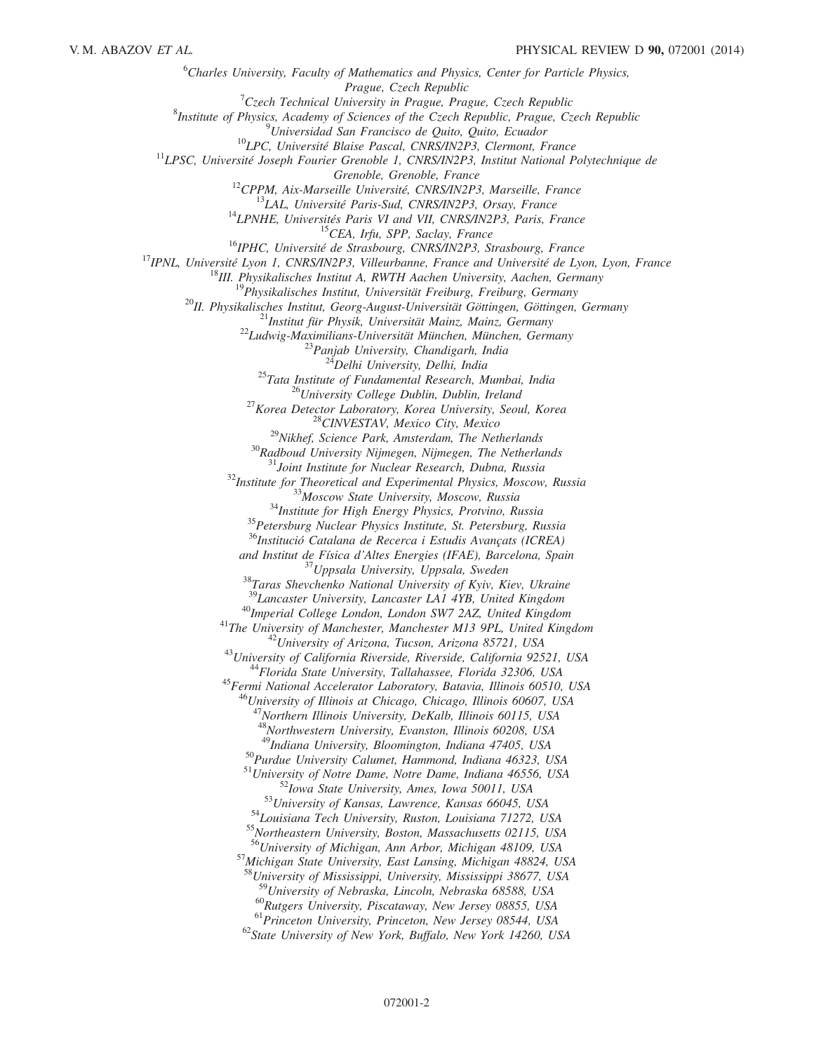[6]*Charles University, Faculty of Mathematics and Physics, Center for Particle Physics, Prague, Czech Republic*
[7]*Czech Technical University in Prague, Prague, Czech Republic*
[8]*Institute of Physics, Academy of Sciences of the Czech Republic, Prague, Czech Republic*
[9]*Universidad San Francisco de Quito, Quito, Ecuador*
[10]*LPC, Université Blaise Pascal, CNRS/IN2P3, Clermont, France*
[11]*LPSC, Université Joseph Fourier Grenoble 1, CNRS/IN2P3, Institut National Polytechnique de Grenoble, Grenoble, France*
[12]*CPPM, Aix-Marseille Université, CNRS/IN2P3, Marseille, France*
[13]*LAL, Université Paris-Sud, CNRS/IN2P3, Orsay, France*
[14]*LPNHE, Universités Paris VI and VII, CNRS/IN2P3, Paris, France*
[15]*CEA, Irfu, SPP, Saclay, France*
[16]*IPHC, Université de Strasbourg, CNRS/IN2P3, Strasbourg, France*
[17]*IPNL, Université Lyon 1, CNRS/IN2P3, Villeurbanne, France and Université de Lyon, Lyon, France*
[18]*III. Physikalisches Institut A, RWTH Aachen University, Aachen, Germany*
[19]*Physikalisches Institut, Universität Freiburg, Freiburg, Germany*
[20]*II. Physikalisches Institut, Georg-August-Universität Göttingen, Göttingen, Germany*
[21]*Institut für Physik, Universität Mainz, Mainz, Germany*
[22]*Ludwig-Maximilians-Universität München, München, Germany*
[23]*Panjab University, Chandigarh, India*
[24]*Delhi University, Delhi, India*
[25]*Tata Institute of Fundamental Research, Mumbai, India*
[26]*University College Dublin, Dublin, Ireland*
[27]*Korea Detector Laboratory, Korea University, Seoul, Korea*
[28]*CINVESTAV, Mexico City, Mexico*
[29]*Nikhef, Science Park, Amsterdam, The Netherlands*
[30]*Radboud University Nijmegen, Nijmegen, The Netherlands*
[31]*Joint Institute for Nuclear Research, Dubna, Russia*
[32]*Institute for Theoretical and Experimental Physics, Moscow, Russia*
[33]*Moscow State University, Moscow, Russia*
[34]*Institute for High Energy Physics, Protvino, Russia*
[35]*Petersburg Nuclear Physics Institute, St. Petersburg, Russia*
[36]*Institució Catalana de Recerca i Estudis Avançats (ICREA) and Institut de Física d'Altes Energies (IFAE), Barcelona, Spain*
[37]*Uppsala University, Uppsala, Sweden*
[38]*Taras Shevchenko National University of Kyiv, Kiev, Ukraine*
[39]*Lancaster University, Lancaster LA1 4YB, United Kingdom*
[40]*Imperial College London, London SW7 2AZ, United Kingdom*
[41]*The University of Manchester, Manchester M13 9PL, United Kingdom*
[42]*University of Arizona, Tucson, Arizona 85721, USA*
[43]*University of California Riverside, Riverside, California 92521, USA*
[44]*Florida State University, Tallahassee, Florida 32306, USA*
[45]*Fermi National Accelerator Laboratory, Batavia, Illinois 60510, USA*
[46]*University of Illinois at Chicago, Chicago, Illinois 60607, USA*
[47]*Northern Illinois University, DeKalb, Illinois 60115, USA*
[48]*Northwestern University, Evanston, Illinois 60208, USA*
[49]*Indiana University, Bloomington, Indiana 47405, USA*
[50]*Purdue University Calumet, Hammond, Indiana 46323, USA*
[51]*University of Notre Dame, Notre Dame, Indiana 46556, USA*
[52]*Iowa State University, Ames, Iowa 50011, USA*
[53]*University of Kansas, Lawrence, Kansas 66045, USA*
[54]*Louisiana Tech University, Ruston, Louisiana 71272, USA*
[55]*Northeastern University, Boston, Massachusetts 02115, USA*
[56]*University of Michigan, Ann Arbor, Michigan 48109, USA*
[57]*Michigan State University, East Lansing, Michigan 48824, USA*
[58]*University of Mississippi, University, Mississippi 38677, USA*
[59]*University of Nebraska, Lincoln, Nebraska 68588, USA*
[60]*Rutgers University, Piscataway, New Jersey 08855, USA*
[61]*Princeton University, Princeton, New Jersey 08544, USA*
[62]*State University of New York, Buffalo, New York 14260, USA*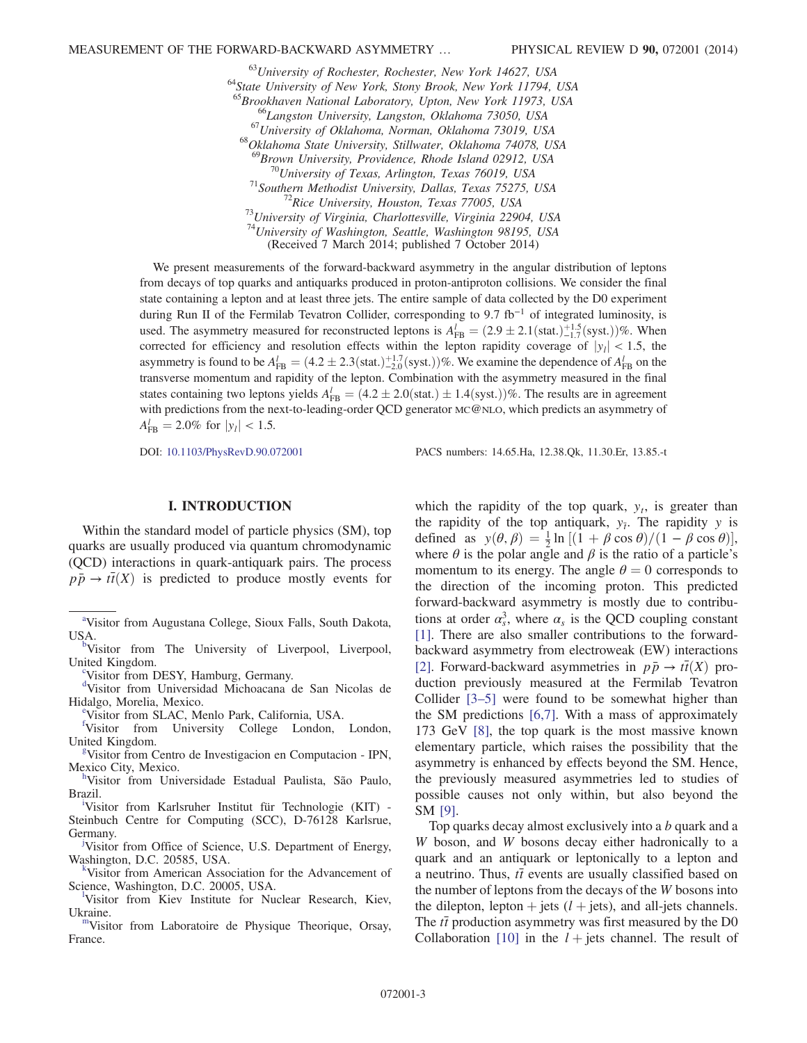[63]University of Rochester, Rochester, New York 14627, USA
[64]State University of New York, Stony Brook, New York 11794, USA
[65]Brookhaven National Laboratory, Upton, New York 11973, USA
[66]Langston University, Langston, Oklahoma 73050, USA
[67]University of Oklahoma, Norman, Oklahoma 73019, USA
[68]Oklahoma State University, Stillwater, Oklahoma 74078, USA
[69]Brown University, Providence, Rhode Island 02912, USA
[70]University of Texas, Arlington, Texas 76019, USA
[71]Southern Methodist University, Dallas, Texas 75275, USA
[72]Rice University, Houston, Texas 77005, USA
[73]University of Virginia, Charlottesville, Virginia 22904, USA
[74]University of Washington, Seattle, Washington 98195, USA
(Received 7 March 2014; published 7 October 2014)

We present measurements of the forward-backward asymmetry in the angular distribution of leptons from decays of top quarks and antiquarks produced in proton-antiproton collisions. We consider the final state containing a lepton and at least three jets. The entire sample of data collected by the D0 experiment during Run II of the Fermilab Tevatron Collider, corresponding to 9.7 $\text{fb}^{-1}$ of integrated luminosity, is used. The asymmetry measured for reconstructed leptons is $A^l_{\text{FB}} = (2.9 \pm 2.1(\text{stat.})^{+1.5}_{-1.7}(\text{syst.}))\%$. When corrected for efficiency and resolution effects within the lepton rapidity coverage of $|y_l| < 1.5$, the asymmetry is found to be $A^l_{\text{FB}} = (4.2 \pm 2.3(\text{stat.})^{+1.7}_{-2.0}(\text{syst.}))\%$. We examine the dependence of $A^l_{\text{FB}}$ on the transverse momentum and rapidity of the lepton. Combination with the asymmetry measured in the final states containing two leptons yields $A^l_{\text{FB}} = (4.2 \pm 2.0(\text{stat.}) \pm 1.4(\text{syst.}))\%$. The results are in agreement with predictions from the next-to-leading-order QCD generator MC@NLO, which predicts an asymmetry of $A^l_{\text{FB}} = 2.0\%$ for $|y_l| < 1.5$.

DOI: 10.1103/PhysRevD.90.072001 PACS numbers: 14.65.Ha, 12.38.Qk, 11.30.Er, 13.85.-t

## I. INTRODUCTION

Within the standard model of particle physics (SM), top quarks are usually produced via quantum chromodynamic (QCD) interactions in quark-antiquark pairs. The process $p\bar{p} \to t\bar{t}(X)$ is predicted to produce mostly events for which the rapidity of the top quark, $y_t$, is greater than the rapidity of the top antiquark, $y_{\bar{t}}$. The rapidity $y$ is defined as $y(\theta, \beta) = \frac{1}{2} \ln [(1 + \beta \cos \theta)/(1 - \beta \cos \theta)]$, where $\theta$ is the polar angle and $\beta$ is the ratio of a particle's momentum to its energy. The angle $\theta = 0$ corresponds to the direction of the incoming proton. This predicted forward-backward asymmetry is mostly due to contributions at order $\alpha_s^3$, where $\alpha_s$ is the QCD coupling constant [1]. There are also smaller contributions to the forward-backward asymmetry from electroweak (EW) interactions [2]. Forward-backward asymmetries in $p\bar{p} \to t\bar{t}(X)$ production previously measured at the Fermilab Tevatron Collider [3–5] were found to be somewhat higher than the SM predictions [6,7]. With a mass of approximately 173 GeV [8], the top quark is the most massive known elementary particle, which raises the possibility that the asymmetry is enhanced by effects beyond the SM. Hence, the previously measured asymmetries led to studies of possible causes not only within, but also beyond the SM [9].

Top quarks decay almost exclusively into a $b$ quark and a $W$ boson, and $W$ bosons decay either hadronically to a quark and an antiquark or leptonically to a lepton and a neutrino. Thus, $t\bar{t}$ events are usually classified based on the number of leptons from the decays of the $W$ bosons into the dilepton, lepton + jets ($l$ + jets), and all-jets channels. The $t\bar{t}$ production asymmetry was first measured by the D0 Collaboration [10] in the $l$ + jets channel. The result of

---

[a]Visitor from Augustana College, Sioux Falls, South Dakota, USA.
[b]Visitor from The University of Liverpool, Liverpool, United Kingdom.
[c]Visitor from DESY, Hamburg, Germany.
[d]Visitor from Universidad Michoacana de San Nicolas de Hidalgo, Morelia, Mexico.
[e]Visitor from SLAC, Menlo Park, California, USA.
[f]Visitor from University College London, London, United Kingdom.
[g]Visitor from Centro de Investigacion en Computacion - IPN, Mexico City, Mexico.
[h]Visitor from Universidade Estadual Paulista, São Paulo, Brazil.
[i]Visitor from Karlsruher Institut für Technologie (KIT) - Steinbuch Centre for Computing (SCC), D-76128 Karlsrue, Germany.
[j]Visitor from Office of Science, U.S. Department of Energy, Washington, D.C. 20585, USA.
[k]Visitor from American Association for the Advancement of Science, Washington, D.C. 20005, USA.
[l]Visitor from Kiev Institute for Nuclear Research, Kiev, Ukraine.
[m]Visitor from Laboratoire de Physique Theorique, Orsay, France.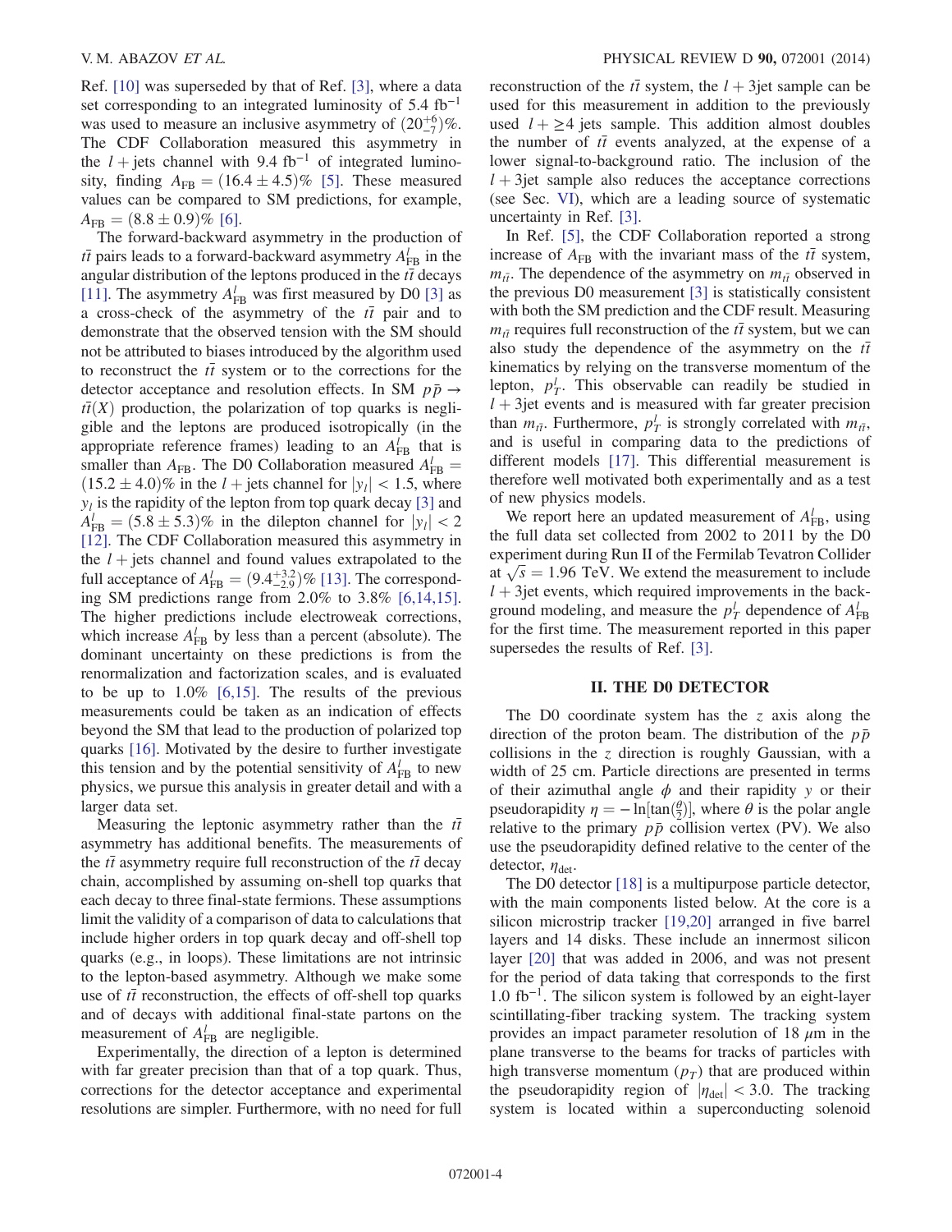Ref. [10] was superseded by that of Ref. [3], where a data set corresponding to an integrated luminosity of 5.4 fb$^{-1}$ was used to measure an inclusive asymmetry of $(20^{+6}_{-7})\%$. The CDF Collaboration measured this asymmetry in the $l+$jets channel with 9.4 fb$^{-1}$ of integrated luminosity, finding $A_{\rm FB} = (16.4 \pm 4.5)\%$ [5]. These measured values can be compared to SM predictions, for example, $A_{\rm FB} = (8.8 \pm 0.9)\%$ [6].

The forward-backward asymmetry in the production of $t\bar{t}$ pairs leads to a forward-backward asymmetry $A^{l}_{\rm FB}$ in the angular distribution of the leptons produced in the $t\bar{t}$ decays [11]. The asymmetry $A^{l}_{\rm FB}$ was first measured by D0 [3] as a cross-check of the asymmetry of the $t\bar{t}$ pair and to demonstrate that the observed tension with the SM should not be attributed to biases introduced by the algorithm used to reconstruct the $t\bar{t}$ system or to the corrections for the detector acceptance and resolution effects. In SM $p\bar{p} \to t\bar{t}(X)$ production, the polarization of top quarks is negligible and the leptons are produced isotropically (in the appropriate reference frames) leading to an $A^{l}_{\rm FB}$ that is smaller than $A_{\rm FB}$. The D0 Collaboration measured $A^{l}_{\rm FB} = (15.2 \pm 4.0)\%$ in the $l+$jets channel for $|y_l| < 1.5$, where $y_l$ is the rapidity of the lepton from top quark decay [3] and $A^{l}_{\rm FB} = (5.8 \pm 5.3)\%$ in the dilepton channel for $|y_l| < 2$ [12]. The CDF Collaboration measured this asymmetry in the $l+$jets channel and found values extrapolated to the full acceptance of $A^{l}_{\rm FB} = (9.4^{+3.2}_{-2.9})\%$ [13]. The corresponding SM predictions range from 2.0% to 3.8% [6,14,15]. The higher predictions include electroweak corrections, which increase $A^{l}_{\rm FB}$ by less than a percent (absolute). The dominant uncertainty on these predictions is from the renormalization and factorization scales, and is evaluated to be up to 1.0% [6,15]. The results of the previous measurements could be taken as an indication of effects beyond the SM that lead to the production of polarized top quarks [16]. Motivated by the desire to further investigate this tension and by the potential sensitivity of $A^{l}_{\rm FB}$ to new physics, we pursue this analysis in greater detail and with a larger data set.

Measuring the leptonic asymmetry rather than the $t\bar{t}$ asymmetry has additional benefits. The measurements of the $t\bar{t}$ asymmetry require full reconstruction of the $t\bar{t}$ decay chain, accomplished by assuming on-shell top quarks that each decay to three final-state fermions. These assumptions limit the validity of a comparison of data to calculations that include higher orders in top quark decay and off-shell top quarks (e.g., in loops). These limitations are not intrinsic to the lepton-based asymmetry. Although we make some use of $t\bar{t}$ reconstruction, the effects of off-shell top quarks and of decays with additional final-state partons on the measurement of $A^{l}_{\rm FB}$ are negligible.

Experimentally, the direction of a lepton is determined with far greater precision than that of a top quark. Thus, corrections for the detector acceptance and experimental resolutions are simpler. Furthermore, with no need for full reconstruction of the $t\bar{t}$ system, the $l+3$jet sample can be used for this measurement in addition to the previously used $l+\geq 4$ jets sample. This addition almost doubles the number of $t\bar{t}$ events analyzed, at the expense of a lower signal-to-background ratio. The inclusion of the $l+3$jet sample also reduces the acceptance corrections (see Sec. VI), which are a leading source of systematic uncertainty in Ref. [3].

In Ref. [5], the CDF Collaboration reported a strong increase of $A_{\rm FB}$ with the invariant mass of the $t\bar{t}$ system, $m_{t\bar{t}}$. The dependence of the asymmetry on $m_{t\bar{t}}$ observed in the previous D0 measurement [3] is statistically consistent with both the SM prediction and the CDF result. Measuring $m_{t\bar{t}}$ requires full reconstruction of the $t\bar{t}$ system, but we can also study the dependence of the asymmetry on the $t\bar{t}$ kinematics by relying on the transverse momentum of the lepton, $p^{l}_{T}$. This observable can readily be studied in $l+3$jet events and is measured with far greater precision than $m_{t\bar{t}}$. Furthermore, $p^{l}_{T}$ is strongly correlated with $m_{t\bar{t}}$, and is useful in comparing data to the predictions of different models [17]. This differential measurement is therefore well motivated both experimentally and as a test of new physics models.

We report here an updated measurement of $A^{l}_{\rm FB}$, using the full data set collected from 2002 to 2011 by the D0 experiment during Run II of the Fermilab Tevatron Collider at $\sqrt{s} = 1.96$ TeV. We extend the measurement to include $l+3$jet events, which required improvements in the background modeling, and measure the $p^{l}_{T}$ dependence of $A^{l}_{\rm FB}$ for the first time. The measurement reported in this paper supersedes the results of Ref. [3].

## II. THE D0 DETECTOR

The D0 coordinate system has the $z$ axis along the direction of the proton beam. The distribution of the $p\bar{p}$ collisions in the $z$ direction is roughly Gaussian, with a width of 25 cm. Particle directions are presented in terms of their azimuthal angle $\phi$ and their rapidity $y$ or their pseudorapidity $\eta = -\ln[\tan(\frac{\theta}{2})]$, where $\theta$ is the polar angle relative to the primary $p\bar{p}$ collision vertex (PV). We also use the pseudorapidity defined relative to the center of the detector, $\eta_{\rm det}$.

The D0 detector [18] is a multipurpose particle detector, with the main components listed below. At the core is a silicon microstrip tracker [19,20] arranged in five barrel layers and 14 disks. These include an innermost silicon layer [20] that was added in 2006, and was not present for the period of data taking that corresponds to the first 1.0 fb$^{-1}$. The silicon system is followed by an eight-layer scintillating-fiber tracking system. The tracking system provides an impact parameter resolution of 18 $\mu$m in the plane transverse to the beams for tracks of particles with high transverse momentum ($p_T$) that are produced within the pseudorapidity region of $|\eta_{\rm det}| < 3.0$. The tracking system is located within a superconducting solenoid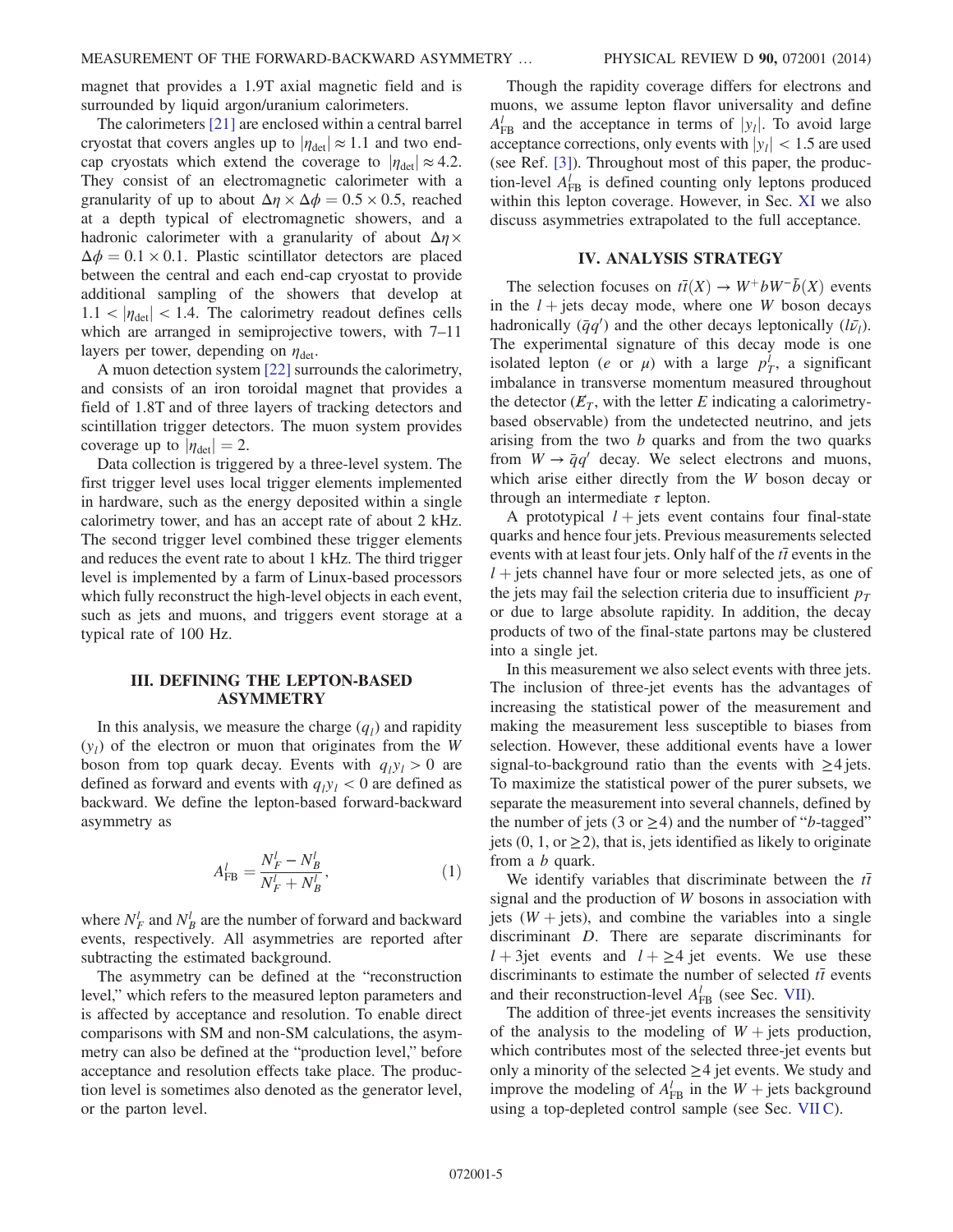magnet that provides a 1.9T axial magnetic field and is surrounded by liquid argon/uranium calorimeters.

The calorimeters [21] are enclosed within a central barrel cryostat that covers angles up to $|\eta_{\rm det}| \approx 1.1$ and two end-cap cryostats which extend the coverage to $|\eta_{\rm det}| \approx 4.2$. They consist of an electromagnetic calorimeter with a granularity of up to about $\Delta\eta \times \Delta\phi = 0.5 \times 0.5$, reached at a depth typical of electromagnetic showers, and a hadronic calorimeter with a granularity of about $\Delta\eta \times \Delta\phi = 0.1 \times 0.1$. Plastic scintillator detectors are placed between the central and each end-cap cryostat to provide additional sampling of the showers that develop at $1.1 < |\eta_{\rm det}| < 1.4$. The calorimetry readout defines cells which are arranged in semiprojective towers, with 7–11 layers per tower, depending on $\eta_{\rm det}$.

A muon detection system [22] surrounds the calorimetry, and consists of an iron toroidal magnet that provides a field of 1.8T and of three layers of tracking detectors and scintillation trigger detectors. The muon system provides coverage up to $|\eta_{\rm det}| = 2$.

Data collection is triggered by a three-level system. The first trigger level uses local trigger elements implemented in hardware, such as the energy deposited within a single calorimetry tower, and has an accept rate of about 2 kHz. The second trigger level combined these trigger elements and reduces the event rate to about 1 kHz. The third trigger level is implemented by a farm of Linux-based processors which fully reconstruct the high-level objects in each event, such as jets and muons, and triggers event storage at a typical rate of 100 Hz.

## III. DEFINING THE LEPTON-BASED ASYMMETRY

In this analysis, we measure the charge ($q_l$) and rapidity ($y_l$) of the electron or muon that originates from the $W$ boson from top quark decay. Events with $q_l y_l > 0$ are defined as forward and events with $q_l y_l < 0$ are defined as backward. We define the lepton-based forward-backward asymmetry as

$$A^l_{\rm FB} = \frac{N^l_F - N^l_B}{N^l_F + N^l_B}, \tag{1}$$

where $N^l_F$ and $N^l_B$ are the number of forward and backward events, respectively. All asymmetries are reported after subtracting the estimated background.

The asymmetry can be defined at the "reconstruction level," which refers to the measured lepton parameters and is affected by acceptance and resolution. To enable direct comparisons with SM and non-SM calculations, the asymmetry can also be defined at the "production level," before acceptance and resolution effects take place. The production level is sometimes also denoted as the generator level, or the parton level.

Though the rapidity coverage differs for electrons and muons, we assume lepton flavor universality and define $A^l_{\rm FB}$ and the acceptance in terms of $|y_l|$. To avoid large acceptance corrections, only events with $|y_l| < 1.5$ are used (see Ref. [3]). Throughout most of this paper, the production-level $A^l_{\rm FB}$ is defined counting only leptons produced within this lepton coverage. However, in Sec. XI we also discuss asymmetries extrapolated to the full acceptance.

## IV. ANALYSIS STRATEGY

The selection focuses on $t\bar{t}(X) \rightarrow W^+bW^-\bar{b}(X)$ events in the $l+$jets decay mode, where one $W$ boson decays hadronically ($\bar{q}q'$) and the other decays leptonically ($l\bar{\nu}_l$). The experimental signature of this decay mode is one isolated lepton ($e$ or $\mu$) with a large $p_T^l$, a significant imbalance in transverse momentum measured throughout the detector ($\not\!\!E_T$, with the letter $E$ indicating a calorimetry-based observable) from the undetected neutrino, and jets arising from the two $b$ quarks and from the two quarks from $W \rightarrow \bar{q}q'$ decay. We select electrons and muons, which arise either directly from the $W$ boson decay or through an intermediate $\tau$ lepton.

A prototypical $l+$jets event contains four final-state quarks and hence four jets. Previous measurements selected events with at least four jets. Only half of the $t\bar{t}$ events in the $l+$jets channel have four or more selected jets, as one of the jets may fail the selection criteria due to insufficient $p_T$ or due to large absolute rapidity. In addition, the decay products of two of the final-state partons may be clustered into a single jet.

In this measurement we also select events with three jets. The inclusion of three-jet events has the advantages of increasing the statistical power of the measurement and making the measurement less susceptible to biases from selection. However, these additional events have a lower signal-to-background ratio than the events with $\geq$4 jets. To maximize the statistical power of the purer subsets, we separate the measurement into several channels, defined by the number of jets (3 or $\geq$4) and the number of "$b$-tagged" jets (0, 1, or $\geq$2), that is, jets identified as likely to originate from a $b$ quark.

We identify variables that discriminate between the $t\bar{t}$ signal and the production of $W$ bosons in association with jets ($W+$jets), and combine the variables into a single discriminant $D$. There are separate discriminants for $l+3$jet events and $l+\geq$4 jet events. We use these discriminants to estimate the number of selected $t\bar{t}$ events and their reconstruction-level $A^l_{\rm FB}$ (see Sec. VII).

The addition of three-jet events increases the sensitivity of the analysis to the modeling of $W+$jets production, which contributes most of the selected three-jet events but only a minority of the selected $\geq$4 jet events. We study and improve the modeling of $A^l_{\rm FB}$ in the $W+$jets background using a top-depleted control sample (see Sec. VII C).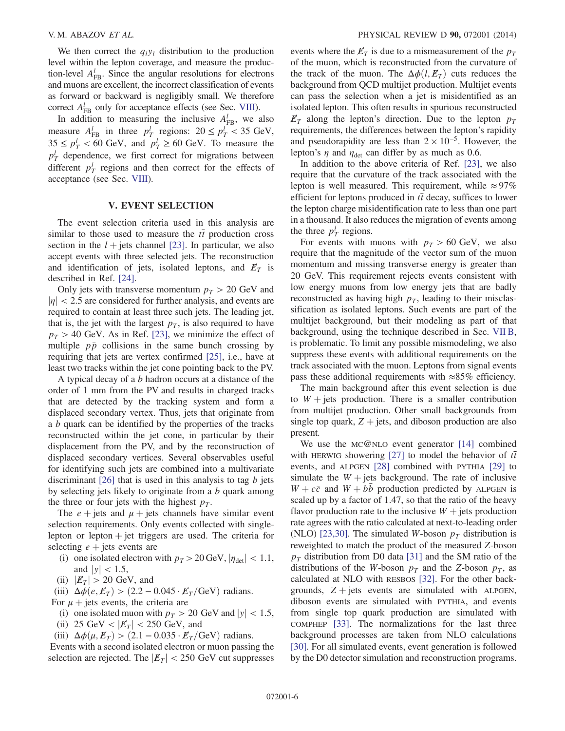We then correct the $q_l y_l$ distribution to the production level within the lepton coverage, and measure the production-level $A_{\mathrm{FB}}^l$. Since the angular resolutions for electrons and muons are excellent, the incorrect classification of events as forward or backward is negligibly small. We therefore correct $A_{\mathrm{FB}}^l$ only for acceptance effects (see Sec. VIII).

In addition to measuring the inclusive $A_{\mathrm{FB}}^l$, we also measure $A_{\mathrm{FB}}^l$ in three $p_T^l$ regions: $20 \leq p_T^l < 35$ GeV, $35 \leq p_T^l < 60$ GeV, and $p_T^l \geq 60$ GeV. To measure the $p_T^l$ dependence, we first correct for migrations between different $p_T^l$ regions and then correct for the effects of acceptance (see Sec. VIII).

## V. EVENT SELECTION

The event selection criteria used in this analysis are similar to those used to measure the $t\bar{t}$ production cross section in the $l+$jets channel [23]. In particular, we also accept events with three selected jets. The reconstruction and identification of jets, isolated leptons, and $\not{E}_T$ is described in Ref. [24].

Only jets with transverse momentum $p_T > 20$ GeV and $|\eta| < 2.5$ are considered for further analysis, and events are required to contain at least three such jets. The leading jet, that is, the jet with the largest $p_T$, is also required to have $p_T > 40$ GeV. As in Ref. [23], we minimize the effect of multiple $p\bar{p}$ collisions in the same bunch crossing by requiring that jets are vertex confirmed [25], i.e., have at least two tracks within the jet cone pointing back to the PV.

A typical decay of a $b$ hadron occurs at a distance of the order of 1 mm from the PV and results in charged tracks that are detected by the tracking system and form a displaced secondary vertex. Thus, jets that originate from a $b$ quark can be identified by the properties of the tracks reconstructed within the jet cone, in particular by their displacement from the PV, and by the reconstruction of displaced secondary vertices. Several observables useful for identifying such jets are combined into a multivariate discriminant [26] that is used in this analysis to tag $b$ jets by selecting jets likely to originate from a $b$ quark among the three or four jets with the highest $p_T$.

The $e+$jets and $\mu+$jets channels have similar event selection requirements. Only events collected with single-lepton or lepton + jet triggers are used. The criteria for selecting $e+$jets events are

(i) one isolated electron with $p_T > 20$ GeV, $|\eta_{\mathrm{det}}| < 1.1$, and $|y| < 1.5$,
(ii) $|\not{E}_T| > 20$ GeV, and
(iii) $\Delta\phi(e, \not{E}_T) > (2.2 - 0.045 \cdot \not{E}_T/\mathrm{GeV})$ radians.

For $\mu+$jets events, the criteria are

(i) one isolated muon with $p_T > 20$ GeV and $|y| < 1.5$,
(ii) $25\ \mathrm{GeV} < |\not{E}_T| < 250$ GeV, and
(iii) $\Delta\phi(\mu, \not{E}_T) > (2.1 - 0.035 \cdot \not{E}_T/\mathrm{GeV})$ radians.

Events with a second isolated electron or muon passing the selection are rejected. The $|\not{E}_T| < 250$ GeV cut suppresses events where the $\not{E}_T$ is due to a mismeasurement of the $p_T$ of the muon, which is reconstructed from the curvature of the track of the muon. The $\Delta\phi(l, \not{E}_T)$ cuts reduces the background from QCD multijet production. Multijet events can pass the selection when a jet is misidentified as an isolated lepton. This often results in spurious reconstructed $\not{E}_T$ along the lepton's direction. Due to the lepton $p_T$ requirements, the differences between the lepton's rapidity and pseudorapidity are less than $2 \times 10^{-5}$. However, the lepton's $\eta$ and $\eta_{\mathrm{det}}$ can differ by as much as 0.6.

In addition to the above criteria of Ref. [23], we also require that the curvature of the track associated with the lepton is well measured. This requirement, while $\approx 97\%$ efficient for leptons produced in $t\bar{t}$ decay, suffices to lower the lepton charge misidentification rate to less than one part in a thousand. It also reduces the migration of events among the three $p_T^l$ regions.

For events with muons with $p_T > 60$ GeV, we also require that the magnitude of the vector sum of the muon momentum and missing transverse energy is greater than 20 GeV. This requirement rejects events consistent with low energy muons from low energy jets that are badly reconstructed as having high $p_T$, leading to their misclassification as isolated leptons. Such events are part of the multijet background, but their modeling as part of that background, using the technique described in Sec. VII B, is problematic. To limit any possible mismodeling, we also suppress these events with additional requirements on the track associated with the muon. Leptons from signal events pass these additional requirements with $\approx 85\%$ efficiency.

The main background after this event selection is due to $W+$jets production. There is a smaller contribution from multijet production. Other small backgrounds from single top quark, $Z+$jets, and diboson production are also present.

We use the MC@NLO event generator [14] combined with HERWIG showering [27] to model the behavior of $t\bar{t}$ events, and ALPGEN [28] combined with PYTHIA [29] to simulate the $W+$jets background. The rate of inclusive $W+c\bar{c}$ and $W+b\bar{b}$ production predicted by ALPGEN is scaled up by a factor of 1.47, so that the ratio of the heavy flavor production rate to the inclusive $W+$jets production rate agrees with the ratio calculated at next-to-leading order (NLO) [23,30]. The simulated $W$-boson $p_T$ distribution is reweighted to match the product of the measured $Z$-boson $p_T$ distribution from D0 data [31] and the SM ratio of the distributions of the $W$-boson $p_T$ and the $Z$-boson $p_T$, as calculated at NLO with RESBOS [32]. For the other backgrounds, $Z+$jets events are simulated with ALPGEN, diboson events are simulated with PYTHIA, and events from single top quark production are simulated with COMPHEP [33]. The normalizations for the last three background processes are taken from NLO calculations [30]. For all simulated events, event generation is followed by the D0 detector simulation and reconstruction programs.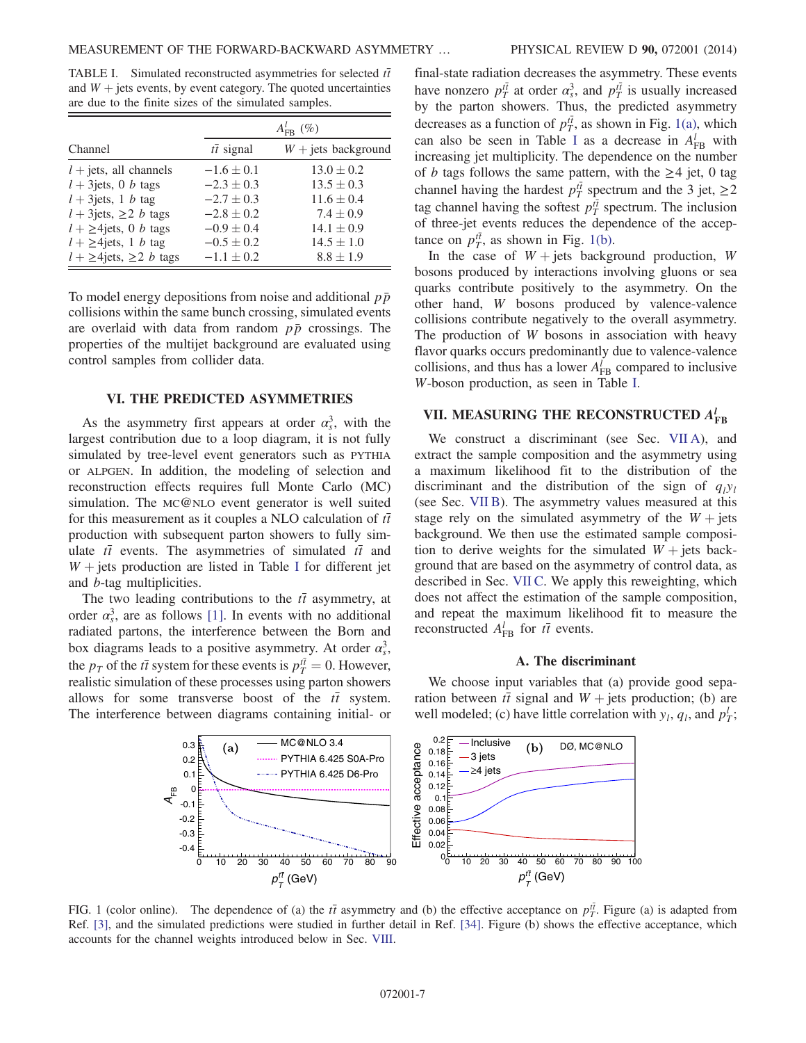TABLE I. Simulated reconstructed asymmetries for selected $t\bar{t}$ and $W+$jets events, by event category. The quoted uncertainties are due to the finite sizes of the simulated samples.

| Channel | $A_{FB}^{l}$ (%) | |
|---|---|---|
| | $t\bar{t}$ signal | $W+$jets background |
| $l+$jets, all channels | $-1.6\pm0.1$ | $13.0\pm0.2$ |
| $l+$3jets, 0 $b$ tags | $-2.3\pm0.3$ | $13.5\pm0.3$ |
| $l+$3jets, 1 $b$ tag | $-2.7\pm0.3$ | $11.6\pm0.4$ |
| $l+$3jets, $\geq2$ $b$ tags | $-2.8\pm0.2$ | $7.4\pm0.9$ |
| $l+\geq$4jets, 0 $b$ tags | $-0.9\pm0.4$ | $14.1\pm0.9$ |
| $l+\geq$4jets, 1 $b$ tag | $-0.5\pm0.2$ | $14.5\pm1.0$ |
| $l+\geq$4jets, $\geq2$ $b$ tags | $-1.1\pm0.2$ | $8.8\pm1.9$ |

To model energy depositions from noise and additional $p\bar{p}$ collisions within the same bunch crossing, simulated events are overlaid with data from random $p\bar{p}$ crossings. The properties of the multijet background are evaluated using control samples from collider data.

## VI. THE PREDICTED ASYMMETRIES

As the asymmetry first appears at order $\alpha_s^3$, with the largest contribution due to a loop diagram, it is not fully simulated by tree-level event generators such as PYTHIA or ALPGEN. In addition, the modeling of selection and reconstruction effects requires full Monte Carlo (MC) simulation. The MC@NLO event generator is well suited for this measurement as it couples a NLO calculation of $t\bar{t}$ production with subsequent parton showers to fully simulate $t\bar{t}$ events. The asymmetries of simulated $t\bar{t}$ and $W+$jets production are listed in Table I for different jet and $b$-tag multiplicities.

The two leading contributions to the $t\bar{t}$ asymmetry, at order $\alpha_s^3$, are as follows [1]. In events with no additional radiated partons, the interference between the Born and box diagrams leads to a positive asymmetry. At order $\alpha_s^3$, the $p_T$ of the $t\bar{t}$ system for these events is $p_T^{t\bar{t}}=0$. However, realistic simulation of these processes using parton showers allows for some transverse boost of the $t\bar{t}$ system. The interference between diagrams containing initial- or final-state radiation decreases the asymmetry. These events have nonzero $p_T^{t\bar{t}}$ at order $\alpha_s^3$, and $p_T^{t\bar{t}}$ is usually increased by the parton showers. Thus, the predicted asymmetry decreases as a function of $p_T^{t\bar{t}}$, as shown in Fig. 1(a), which can also be seen in Table I as a decrease in $A_{FB}^{l}$ with increasing jet multiplicity. The dependence on the number of $b$ tags follows the same pattern, with the $\geq4$ jet, 0 tag channel having the hardest $p_T^{t\bar{t}}$ spectrum and the 3 jet, $\geq2$ tag channel having the softest $p_T^{t\bar{t}}$ spectrum. The inclusion of three-jet events reduces the dependence of the acceptance on $p_T^{t\bar{t}}$, as shown in Fig. 1(b).

In the case of $W+$jets background production, $W$ bosons produced by interactions involving gluons or sea quarks contribute positively to the asymmetry. On the other hand, $W$ bosons produced by valence-valence collisions contribute negatively to the overall asymmetry. The production of $W$ bosons in association with heavy flavor quarks occurs predominantly due to valence-valence collisions, and thus has a lower $A_{FB}^{l}$ compared to inclusive $W$-boson production, as seen in Table I.

## VII. MEASURING THE RECONSTRUCTED $A_{FB}^{l}$

We construct a discriminant (see Sec. VII A), and extract the sample composition and the asymmetry using a maximum likelihood fit to the distribution of the discriminant and the distribution of the sign of $q_l y_l$ (see Sec. VII B). The asymmetry values measured at this stage rely on the simulated asymmetry of the $W+$jets background. We then use the estimated sample composition to derive weights for the simulated $W+$jets background that are based on the asymmetry of control data, as described in Sec. VII C. We apply this reweighting, which does not affect the estimation of the sample composition, and repeat the maximum likelihood fit to measure the reconstructed $A_{FB}^{l}$ for $t\bar{t}$ events.

### A. The discriminant

We choose input variables that (a) provide good separation between $t\bar{t}$ signal and $W+$jets production; (b) are well modeled; (c) have little correlation with $y_l$, $q_l$, and $p_T^l$;

FIG. 1 (color online). The dependence of (a) the $t\bar{t}$ asymmetry and (b) the effective acceptance on $p_T^{t\bar{t}}$. Figure (a) is adapted from Ref. [3], and the simulated predictions were studied in further detail in Ref. [34]. Figure (b) shows the effective acceptance, which accounts for the channel weights introduced below in Sec. VIII.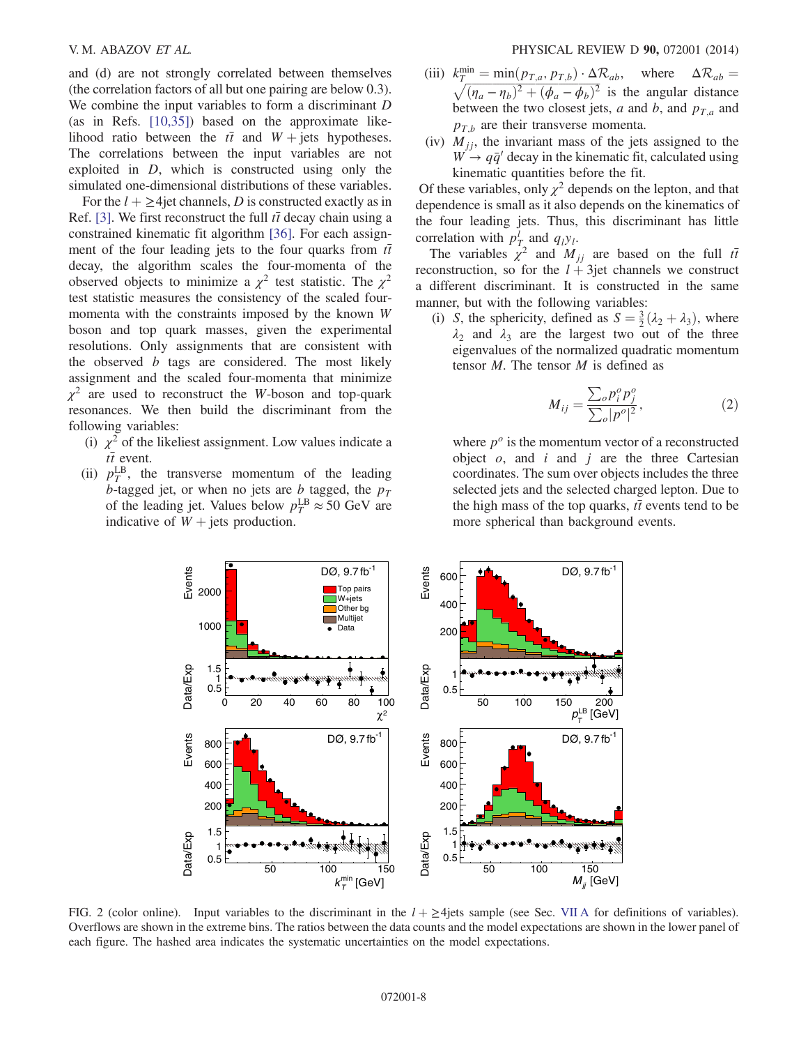and (d) are not strongly correlated between themselves (the correlation factors of all but one pairing are below 0.3). We combine the input variables to form a discriminant $D$ (as in Refs. [10,35]) based on the approximate likelihood ratio between the $t\bar{t}$ and $W+$jets hypotheses. The correlations between the input variables are not exploited in $D$, which is constructed using only the simulated one-dimensional distributions of these variables.

For the $l+\geq 4$jet channels, $D$ is constructed exactly as in Ref. [3]. We first reconstruct the full $t\bar{t}$ decay chain using a constrained kinematic fit algorithm [36]. For each assignment of the four leading jets to the four quarks from $t\bar{t}$ decay, the algorithm scales the four-momenta of the observed objects to minimize a $\chi^2$ test statistic. The $\chi^2$ test statistic measures the consistency of the scaled four-momenta with the constraints imposed by the known $W$ boson and top quark masses, given the experimental resolutions. Only assignments that are consistent with the observed $b$ tags are considered. The most likely assignment and the scaled four-momenta that minimize $\chi^2$ are used to reconstruct the $W$-boson and top-quark resonances. We then build the discriminant from the following variables:

(i) $\chi^2$ of the likeliest assignment. Low values indicate a $t\bar{t}$ event.

(ii) $p_T^{\rm LB}$, the transverse momentum of the leading $b$-tagged jet, or when no jets are $b$ tagged, the $p_T$ of the leading jet. Values below $p_T^{\rm LB} \approx 50$ GeV are indicative of $W+$jets production.

(iii) $k_T^{\rm min} = \min(p_{T,a}, p_{T,b}) \cdot \Delta\mathcal{R}_{ab}$, where $\Delta\mathcal{R}_{ab} = \sqrt{(\eta_a - \eta_b)^2 + (\phi_a - \phi_b)^2}$ is the angular distance between the two closest jets, $a$ and $b$, and $p_{T,a}$ and $p_{T,b}$ are their transverse momenta.

(iv) $M_{jj}$, the invariant mass of the jets assigned to the $W \to q\bar{q}'$ decay in the kinematic fit, calculated using kinematic quantities before the fit.

Of these variables, only $\chi^2$ depends on the lepton, and that dependence is small as it also depends on the kinematics of the four leading jets. Thus, this discriminant has little correlation with $p_T^l$ and $q_l y_l$.

The variables $\chi^2$ and $M_{jj}$ are based on the full $t\bar{t}$ reconstruction, so for the $l+3$jet channels we construct a different discriminant. It is constructed in the same manner, but with the following variables:

(i) $S$, the sphericity, defined as $S = \frac{3}{2}(\lambda_2 + \lambda_3)$, where $\lambda_2$ and $\lambda_3$ are the largest two out of the three eigenvalues of the normalized quadratic momentum tensor $M$. The tensor $M$ is defined as

$$M_{ij} = \frac{\sum_o p_i^o p_j^o}{\sum_o |p^o|^2}, \tag{2}$$

where $p^o$ is the momentum vector of a reconstructed object $o$, and $i$ and $j$ are the three Cartesian coordinates. The sum over objects includes the three selected jets and the selected charged lepton. Due to the high mass of the top quarks, $t\bar{t}$ events tend to be more spherical than background events.

FIG. 2 (color online). Input variables to the discriminant in the $l+\geq 4$jets sample (see Sec. VII A for definitions of variables). Overflows are shown in the extreme bins. The ratios between the data counts and the model expectations are shown in the lower panel of each figure. The hashed area indicates the systematic uncertainties on the model expectations.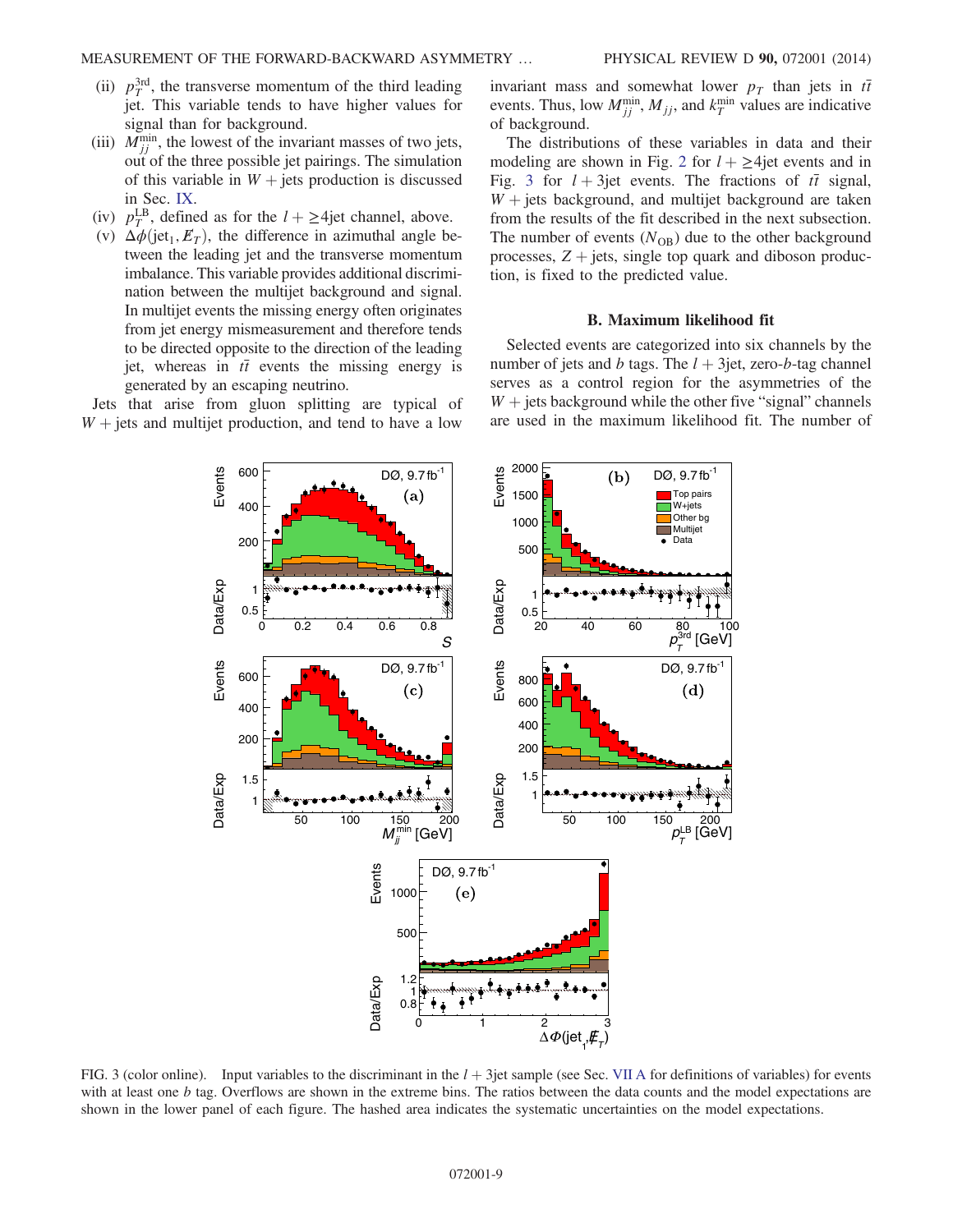- (ii) $p_T^{3\text{rd}}$, the transverse momentum of the third leading jet. This variable tends to have higher values for signal than for background.
- (iii) $M_{jj}^{\min}$, the lowest of the invariant masses of two jets, out of the three possible jet pairings. The simulation of this variable in $W+\text{jets}$ production is discussed in Sec. IX.
- (iv) $p_T^{\text{LB}}$, defined as for the $l+\geq 4\text{jet}$ channel, above.
- (v) $\Delta\phi(\text{jet}_1, \not{E}_T)$, the difference in azimuthal angle between the leading jet and the transverse momentum imbalance. This variable provides additional discrimination between the multijet background and signal. In multijet events the missing energy often originates from jet energy mismeasurement and therefore tends to be directed opposite to the direction of the leading jet, whereas in $t\bar{t}$ events the missing energy is generated by an escaping neutrino.

Jets that arise from gluon splitting are typical of $W+\text{jets}$ and multijet production, and tend to have a low invariant mass and somewhat lower $p_T$ than jets in $t\bar{t}$ events. Thus, low $M_{jj}^{\min}$, $M_{jj}$, and $k_T^{\min}$ values are indicative of background.

The distributions of these variables in data and their modeling are shown in Fig. 2 for $l+\geq 4\text{jet}$ events and in Fig. 3 for $l+3\text{jet}$ events. The fractions of $t\bar{t}$ signal, $W+\text{jets}$ background, and multijet background are taken from the results of the fit described in the next subsection. The number of events ($N_{\text{OB}}$) due to the other background processes, $Z+\text{jets}$, single top quark and diboson production, is fixed to the predicted value.

### B. Maximum likelihood fit

Selected events are categorized into six channels by the number of jets and $b$ tags. The $l+3\text{jet}$, zero-$b$-tag channel serves as a control region for the asymmetries of the $W+\text{jets}$ background while the other five "signal" channels are used in the maximum likelihood fit. The number of

FIG. 3 (color online). Input variables to the discriminant in the $l+3\text{jet}$ sample (see Sec. VII A for definitions of variables) for events with at least one $b$ tag. Overflows are shown in the extreme bins. The ratios between the data counts and the model expectations are shown in the lower panel of each figure. The hashed area indicates the systematic uncertainties on the model expectations.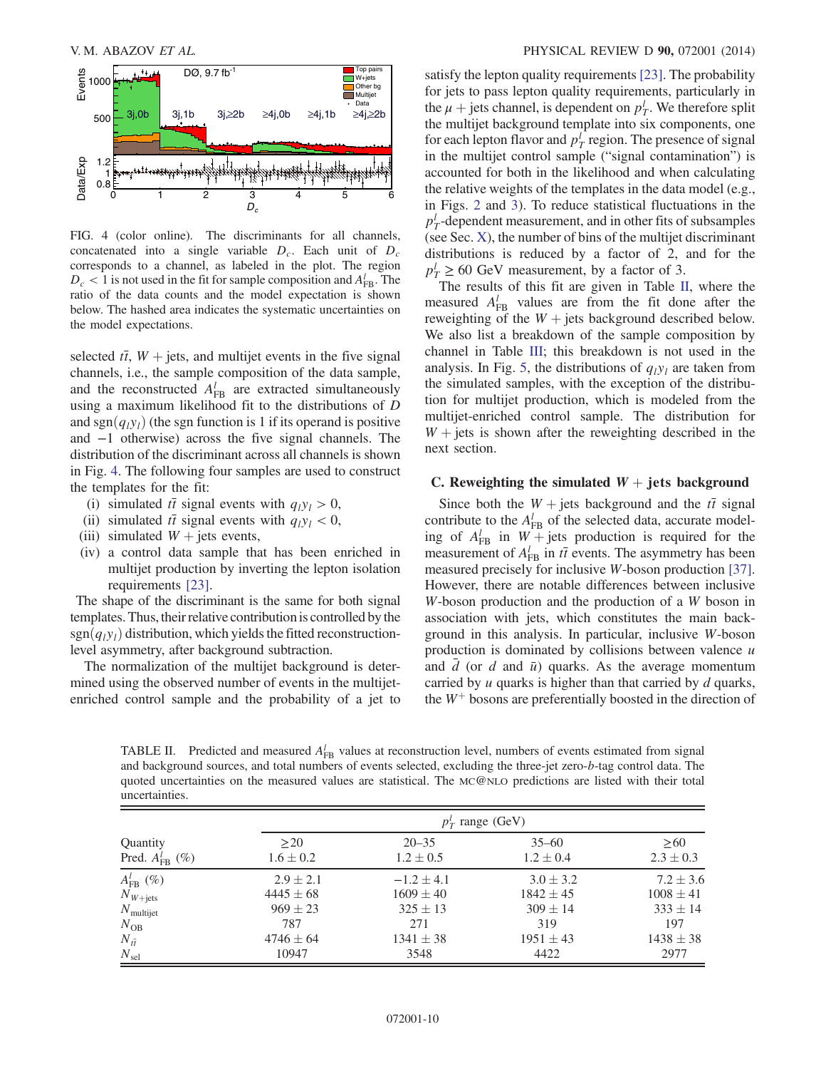FIG. 4 (color online). The discriminants for all channels, concatenated into a single variable $D_c$. Each unit of $D_c$ corresponds to a channel, as labeled in the plot. The region $D_c < 1$ is not used in the fit for sample composition and $A_{FB}^l$. The ratio of the data counts and the model expectation is shown below. The hashed area indicates the systematic uncertainties on the model expectations.

selected $t\bar{t}$, $W+$jets, and multijet events in the five signal channels, i.e., the sample composition of the data sample, and the reconstructed $A_{FB}^l$ are extracted simultaneously using a maximum likelihood fit to the distributions of $D$ and $\text{sgn}(q_l y_l)$ (the sgn function is 1 if its operand is positive and $-1$ otherwise) across the five signal channels. The distribution of the discriminant across all channels is shown in Fig. 4. The following four samples are used to construct the templates for the fit:

(i) simulated $t\bar{t}$ signal events with $q_l y_l > 0$,
(ii) simulated $t\bar{t}$ signal events with $q_l y_l < 0$,
(iii) simulated $W+$jets events,
(iv) a control data sample that has been enriched in multijet production by inverting the lepton isolation requirements [23].

The shape of the discriminant is the same for both signal templates. Thus, their relative contribution is controlled by the $\text{sgn}(q_l y_l)$ distribution, which yields the fitted reconstruction-level asymmetry, after background subtraction.

The normalization of the multijet background is determined using the observed number of events in the multijet-enriched control sample and the probability of a jet to satisfy the lepton quality requirements [23]. The probability for jets to pass lepton quality requirements, particularly in the $\mu+$jets channel, is dependent on $p_T^l$. We therefore split the multijet background template into six components, one for each lepton flavor and $p_T^l$ region. The presence of signal in the multijet control sample ("signal contamination") is accounted for both in the likelihood and when calculating the relative weights of the templates in the data model (e.g., in Figs. 2 and 3). To reduce statistical fluctuations in the $p_T^l$-dependent measurement, and in other fits of subsamples (see Sec. X), the number of bins of the multijet discriminant distributions is reduced by a factor of 2, and for the $p_T^l \geq 60$ GeV measurement, by a factor of 3.

The results of this fit are given in Table II, where the measured $A_{FB}^l$ values are from the fit done after the reweighting of the $W+$jets background described below. We also list a breakdown of the sample composition by channel in Table III; this breakdown is not used in the analysis. In Fig. 5, the distributions of $q_l y_l$ are taken from the simulated samples, with the exception of the distribution for multijet production, which is modeled from the multijet-enriched control sample. The distribution for $W+$jets is shown after the reweighting described in the next section.

### C. Reweighting the simulated $W+$jets background

Since both the $W+$jets background and the $t\bar{t}$ signal contribute to the $A_{FB}^l$ of the selected data, accurate modeling of $A_{FB}^l$ in $W+$jets production is required for the measurement of $A_{FB}^l$ in $t\bar{t}$ events. The asymmetry has been measured precisely for inclusive $W$-boson production [37]. However, there are notable differences between inclusive $W$-boson production and the production of a $W$ boson in association with jets, which constitutes the main background in this analysis. In particular, inclusive $W$-boson production is dominated by collisions between valence $u$ and $\bar{d}$ (or $d$ and $\bar{u}$) quarks. As the average momentum carried by $u$ quarks is higher than that carried by $d$ quarks, the $W^+$ bosons are preferentially boosted in the direction of

TABLE II. Predicted and measured $A_{FB}^l$ values at reconstruction level, numbers of events estimated from signal and background sources, and total numbers of events selected, excluding the three-jet zero-$b$-tag control data. The quoted uncertainties on the measured values are statistical. The MC@NLO predictions are listed with their total uncertainties.

| Quantity | $p_T^l$ range (GeV) | | | |
|---|---|---|---|---|
| | $\geq 20$ | 20–35 | 35–60 | $\geq 60$ |
| Pred. $A_{FB}^l$ (%) | $1.6 \pm 0.2$ | $1.2 \pm 0.5$ | $1.2 \pm 0.4$ | $2.3 \pm 0.3$ |
| $A_{FB}^l$ (%) | $2.9 \pm 2.1$ | $-1.2 \pm 4.1$ | $3.0 \pm 3.2$ | $7.2 \pm 3.6$ |
| $N_{W+\text{jets}}$ | $4445 \pm 68$ | $1609 \pm 40$ | $1842 \pm 45$ | $1008 \pm 41$ |
| $N_{\text{multijet}}$ | $969 \pm 23$ | $325 \pm 13$ | $309 \pm 14$ | $333 \pm 14$ |
| $N_{\text{OB}}$ | 787 | 271 | 319 | 197 |
| $N_{t\bar{t}}$ | $4746 \pm 64$ | $1341 \pm 38$ | $1951 \pm 43$ | $1438 \pm 38$ |
| $N_{\text{sel}}$ | 10947 | 3548 | 4422 | 2977 |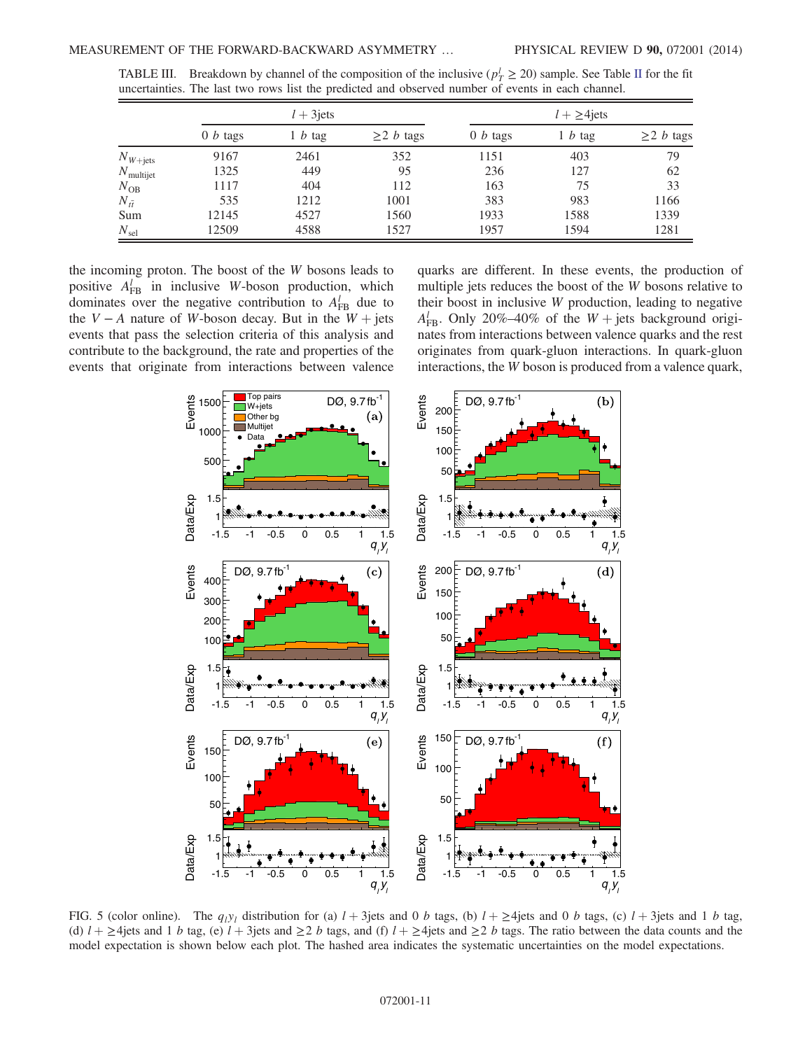TABLE III. Breakdown by channel of the composition of the inclusive ($p_T^l \geq 20$) sample. See Table II for the fit uncertainties. The last two rows list the predicted and observed number of events in each channel.

| | $l+3$jets | | | $l+\geq4$jets | | |
|---|---|---|---|---|---|---|
| | 0 $b$ tags | 1 $b$ tag | $\geq2$ $b$ tags | 0 $b$ tags | 1 $b$ tag | $\geq2$ $b$ tags |
| $N_{W+\text{jets}}$ | 9167 | 2461 | 352 | 1151 | 403 | 79 |
| $N_{\text{multijet}}$ | 1325 | 449 | 95 | 236 | 127 | 62 |
| $N_{\text{OB}}$ | 1117 | 404 | 112 | 163 | 75 | 33 |
| $N_{t\bar{t}}$ | 535 | 1212 | 1001 | 383 | 983 | 1166 |
| Sum | 12145 | 4527 | 1560 | 1933 | 1588 | 1339 |
| $N_{\text{sel}}$ | 12509 | 4588 | 1527 | 1957 | 1594 | 1281 |

the incoming proton. The boost of the $W$ bosons leads to positive $A_{\text{FB}}^l$ in inclusive $W$-boson production, which dominates over the negative contribution to $A_{\text{FB}}^l$ due to the $V-A$ nature of $W$-boson decay. But in the $W+$jets events that pass the selection criteria of this analysis and contribute to the background, the rate and properties of the events that originate from interactions between valence quarks are different. In these events, the production of multiple jets reduces the boost of the $W$ bosons relative to their boost in inclusive $W$ production, leading to negative $A_{\text{FB}}^l$. Only 20%–40% of the $W+$jets background originates from interactions between valence quarks and the rest originates from quark-gluon interactions. In quark-gluon interactions, the $W$ boson is produced from a valence quark,

FIG. 5 (color online). The $q_l y_l$ distribution for (a) $l+3$jets and 0 $b$ tags, (b) $l+\geq4$jets and 0 $b$ tags, (c) $l+3$jets and 1 $b$ tag, (d) $l+\geq4$jets and 1 $b$ tag, (e) $l+3$jets and $\geq2$ $b$ tags, and (f) $l+\geq4$jets and $\geq2$ $b$ tags. The ratio between the data counts and the model expectation is shown below each plot. The hashed area indicates the systematic uncertainties on the model expectations.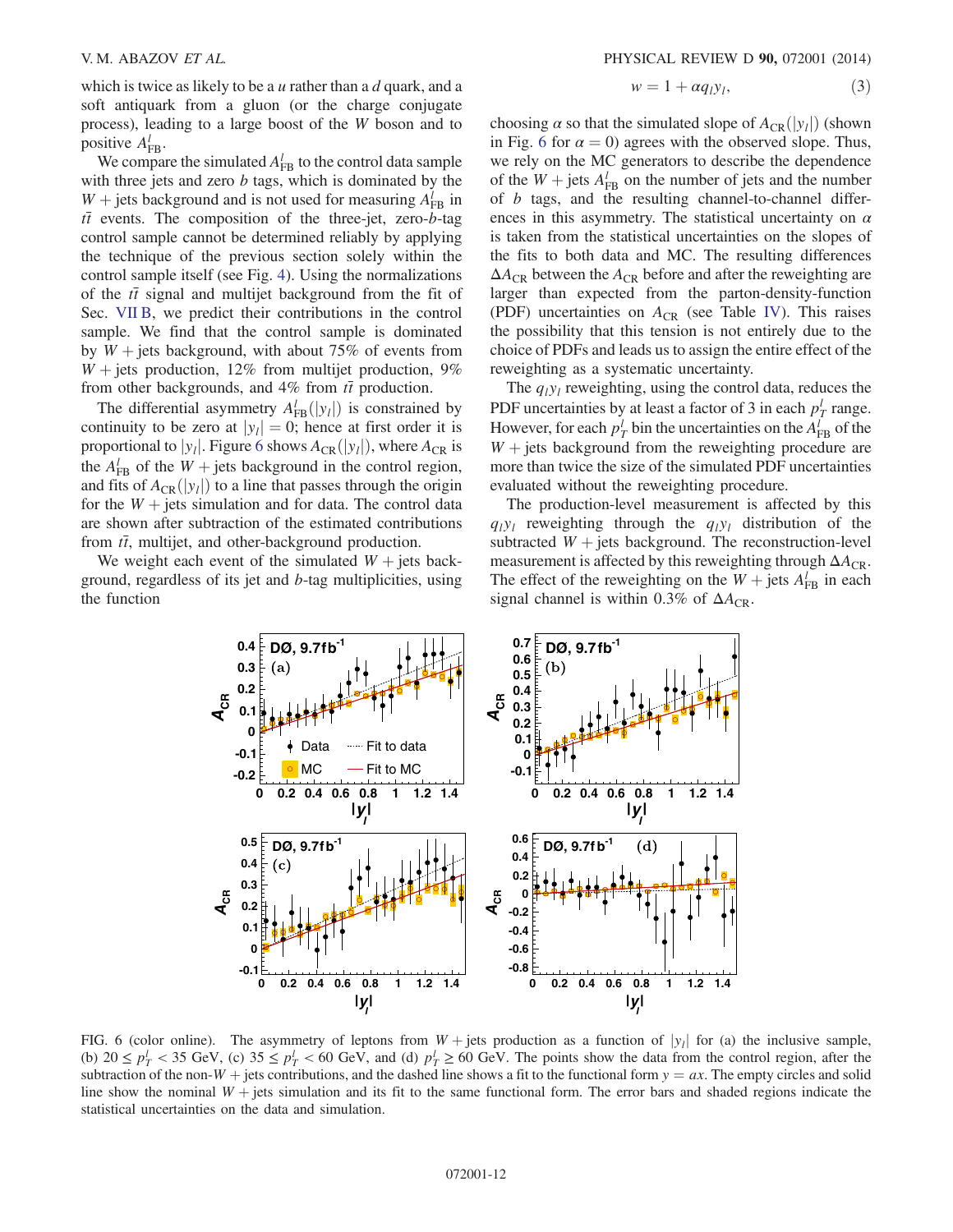which is twice as likely to be a $u$ rather than a $d$ quark, and a soft antiquark from a gluon (or the charge conjugate process), leading to a large boost of the $W$ boson and to positive $A^l_{\mathrm{FB}}$.

We compare the simulated $A^l_{\mathrm{FB}}$ to the control data sample with three jets and zero $b$ tags, which is dominated by the $W$ + jets background and is not used for measuring $A^l_{\mathrm{FB}}$ in $t\bar{t}$ events. The composition of the three-jet, zero-$b$-tag control sample cannot be determined reliably by applying the technique of the previous section solely within the control sample itself (see Fig. 4). Using the normalizations of the $t\bar{t}$ signal and multijet background from the fit of Sec. VII B, we predict their contributions in the control sample. We find that the control sample is dominated by $W$ + jets background, with about 75% of events from $W$ + jets production, 12% from multijet production, 9% from other backgrounds, and 4% from $t\bar{t}$ production.

The differential asymmetry $A^l_{\mathrm{FB}}(|y_l|)$ is constrained by continuity to be zero at $|y_l| = 0$; hence at first order it is proportional to $|y_l|$. Figure 6 shows $A_{\mathrm{CR}}(|y_l|)$, where $A_{\mathrm{CR}}$ is the $A^l_{\mathrm{FB}}$ of the $W$ + jets background in the control region, and fits of $A_{\mathrm{CR}}(|y_l|)$ to a line that passes through the origin for the $W$ + jets simulation and for data. The control data are shown after subtraction of the estimated contributions from $t\bar{t}$, multijet, and other-background production.

We weight each event of the simulated $W$ + jets background, regardless of its jet and $b$-tag multiplicities, using the function

$$w = 1 + \alpha q_l y_l, \tag{3}$$

choosing $\alpha$ so that the simulated slope of $A_{\mathrm{CR}}(|y_l|)$ (shown in Fig. 6 for $\alpha = 0$) agrees with the observed slope. Thus, we rely on the MC generators to describe the dependence of the $W$ + jets $A^l_{\mathrm{FB}}$ on the number of jets and the number of $b$ tags, and the resulting channel-to-channel differences in this asymmetry. The statistical uncertainty on $\alpha$ is taken from the statistical uncertainties on the slopes of the fits to both data and MC. The resulting differences $\Delta A_{\mathrm{CR}}$ between the $A_{\mathrm{CR}}$ before and after the reweighting are larger than expected from the parton-density-function (PDF) uncertainties on $A_{\mathrm{CR}}$ (see Table IV). This raises the possibility that this tension is not entirely due to the choice of PDFs and leads us to assign the entire effect of the reweighting as a systematic uncertainty.

The $q_l y_l$ reweighting, using the control data, reduces the PDF uncertainties by at least a factor of 3 in each $p^l_T$ range. However, for each $p^l_T$ bin the uncertainties on the $A^l_{\mathrm{FB}}$ of the $W$ + jets background from the reweighting procedure are more than twice the size of the simulated PDF uncertainties evaluated without the reweighting procedure.

The production-level measurement is affected by this $q_l y_l$ reweighting through the $q_l y_l$ distribution of the subtracted $W$ + jets background. The reconstruction-level measurement is affected by this reweighting through $\Delta A_{\mathrm{CR}}$. The effect of the reweighting on the $W$ + jets $A^l_{\mathrm{FB}}$ in each signal channel is within 0.3% of $\Delta A_{\mathrm{CR}}$.

FIG. 6 (color online). The asymmetry of leptons from $W$ + jets production as a function of $|y_l|$ for (a) the inclusive sample, (b) $20 \leq p^l_T < 35$ GeV, (c) $35 \leq p^l_T < 60$ GeV, and (d) $p^l_T \geq 60$ GeV. The points show the data from the control region, after the subtraction of the non-$W$ + jets contributions, and the dashed line shows a fit to the functional form $y = ax$. The empty circles and solid line show the nominal $W$ + jets simulation and its fit to the same functional form. The error bars and shaded regions indicate the statistical uncertainties on the data and simulation.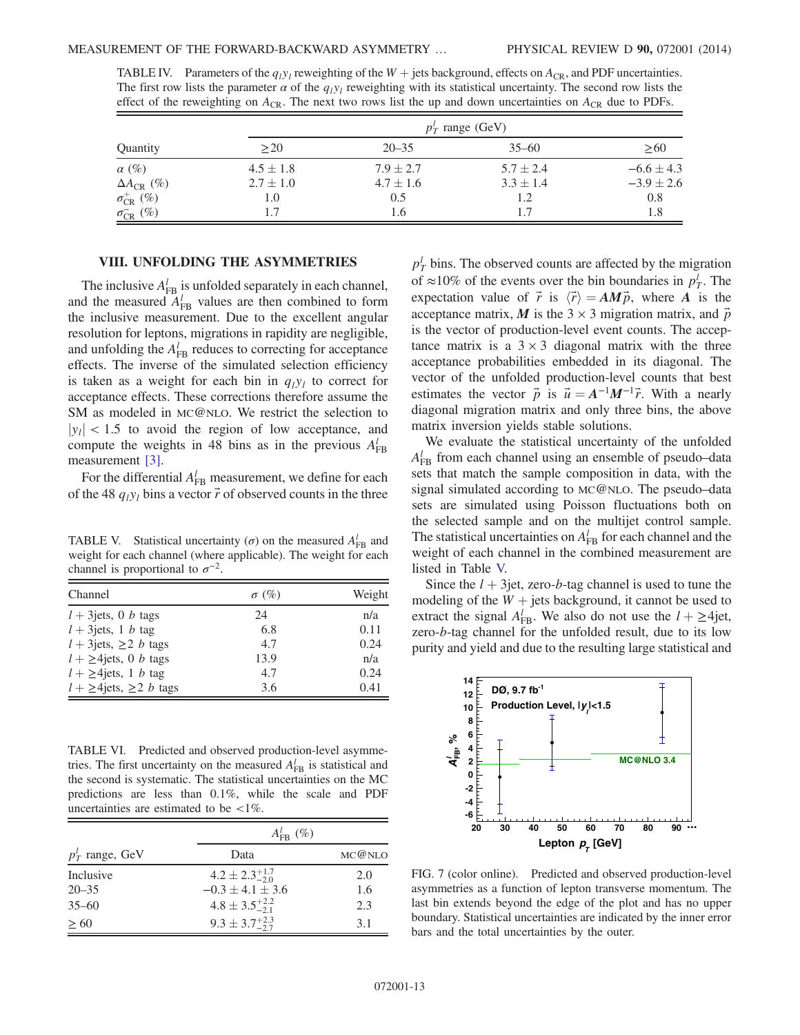TABLE IV. Parameters of the $q_l y_l$ reweighting of the $W+$ jets background, effects on $A_{\mathrm{CR}}$, and PDF uncertainties. The first row lists the parameter $\alpha$ of the $q_l y_l$ reweighting with its statistical uncertainty. The second row lists the effect of the reweighting on $A_{\mathrm{CR}}$. The next two rows list the up and down uncertainties on $A_{\mathrm{CR}}$ due to PDFs.

| | $p_T^l$ range (GeV) | | | |
|---|---|---|---|---|
| Quantity | $\geq 20$ | 20–35 | 35–60 | $\geq 60$ |
| $\alpha$ (%) | $4.5 \pm 1.8$ | $7.9 \pm 2.7$ | $5.7 \pm 2.4$ | $-6.6 \pm 4.3$ |
| $\Delta A_{\mathrm{CR}}$ (%) | $2.7 \pm 1.0$ | $4.7 \pm 1.6$ | $3.3 \pm 1.4$ | $-3.9 \pm 2.6$ |
| $\sigma_{\mathrm{CR}}^{+}$ (%) | 1.0 | 0.5 | 1.2 | 0.8 |
| $\sigma_{\mathrm{CR}}^{-}$ (%) | 1.7 | 1.6 | 1.7 | 1.8 |

## VIII. UNFOLDING THE ASYMMETRIES

The inclusive $A_{\mathrm{FB}}^l$ is unfolded separately in each channel, and the measured $A_{\mathrm{FB}}^l$ values are then combined to form the inclusive measurement. Due to the excellent angular resolution for leptons, migrations in rapidity are negligible, and unfolding the $A_{\mathrm{FB}}^l$ reduces to correcting for acceptance effects. The inverse of the simulated selection efficiency is taken as a weight for each bin in $q_l y_l$ to correct for acceptance effects. These corrections therefore assume the SM as modeled in MC@NLO. We restrict the selection to $|y_l| < 1.5$ to avoid the region of low acceptance, and compute the weights in 48 bins as in the previous $A_{\mathrm{FB}}^l$ measurement [3].

For the differential $A_{\mathrm{FB}}^l$ measurement, we define for each of the 48 $q_l y_l$ bins a vector $\vec{r}$ of observed counts in the three $p_T^l$ bins. The observed counts are affected by the migration of $\approx$10% of the events over the bin boundaries in $p_T^l$. The expectation value of $\vec{r}$ is $\langle\vec{r}\rangle = \boldsymbol{A}\boldsymbol{M}\vec{p}$, where $\boldsymbol{A}$ is the acceptance matrix, $\boldsymbol{M}$ is the $3 \times 3$ migration matrix, and $\vec{p}$ is the vector of production-level event counts. The acceptance matrix is a $3 \times 3$ diagonal matrix with the three acceptance probabilities embedded in its diagonal. The vector of the unfolded production-level counts that best estimates the vector $\vec{p}$ is $\vec{u} = \boldsymbol{A}^{-1}\boldsymbol{M}^{-1}\vec{r}$. With a nearly diagonal migration matrix and only three bins, the above matrix inversion yields stable solutions.

We evaluate the statistical uncertainty of the unfolded $A_{\mathrm{FB}}^l$ from each channel using an ensemble of pseudo–data sets that match the sample composition in data, with the signal simulated according to MC@NLO. The pseudo–data sets are simulated using Poisson fluctuations both on the selected sample and on the multijet control sample. The statistical uncertainties on $A_{\mathrm{FB}}^l$ for each channel and the weight of each channel in the combined measurement are listed in Table V.

TABLE V. Statistical uncertainty ($\sigma$) on the measured $A_{\mathrm{FB}}^l$ and weight for each channel (where applicable). The weight for each channel is proportional to $\sigma^{-2}$.

| Channel | $\sigma$ (%) | Weight |
|---|---|---|
| $l+3$jets, 0 $b$ tags | 24 | n/a |
| $l+3$jets, 1 $b$ tag | 6.8 | 0.11 |
| $l+3$jets, $\geq 2$ $b$ tags | 4.7 | 0.24 |
| $l+\geq 4$jets, 0 $b$ tags | 13.9 | n/a |
| $l+\geq 4$jets, 1 $b$ tag | 4.7 | 0.24 |
| $l+\geq 4$jets, $\geq 2$ $b$ tags | 3.6 | 0.41 |

TABLE VI. Predicted and observed production-level asymmetries. The first uncertainty on the measured $A_{\mathrm{FB}}^l$ is statistical and the second is systematic. The statistical uncertainties on the MC predictions are less than 0.1%, while the scale and PDF uncertainties are estimated to be <1%.

| | $A_{\mathrm{FB}}^l$ (%) | |
|---|---|---|
| $p_T^l$ range, GeV | Data | MC@NLO |
| Inclusive | $4.2 \pm 2.3^{+1.7}_{-2.0}$ | 2.0 |
| 20–35 | $-0.3 \pm 4.1 \pm 3.6$ | 1.6 |
| 35–60 | $4.8 \pm 3.5^{+2.2}_{-2.1}$ | 2.3 |
| $\geq 60$ | $9.3 \pm 3.7^{+2.3}_{-2.7}$ | 3.1 |

Since the $l+3$jet, zero-$b$-tag channel is used to tune the modeling of the $W+$jets background, it cannot be used to extract the signal $A_{\mathrm{FB}}^l$. We also do not use the $l+\geq 4$jet, zero-$b$-tag channel for the unfolded result, due to its low purity and yield and due to the resulting large statistical and

FIG. 7 (color online). Predicted and observed production-level asymmetries as a function of lepton transverse momentum. The last bin extends beyond the edge of the plot and has no upper boundary. Statistical uncertainties are indicated by the inner error bars and the total uncertainties by the outer.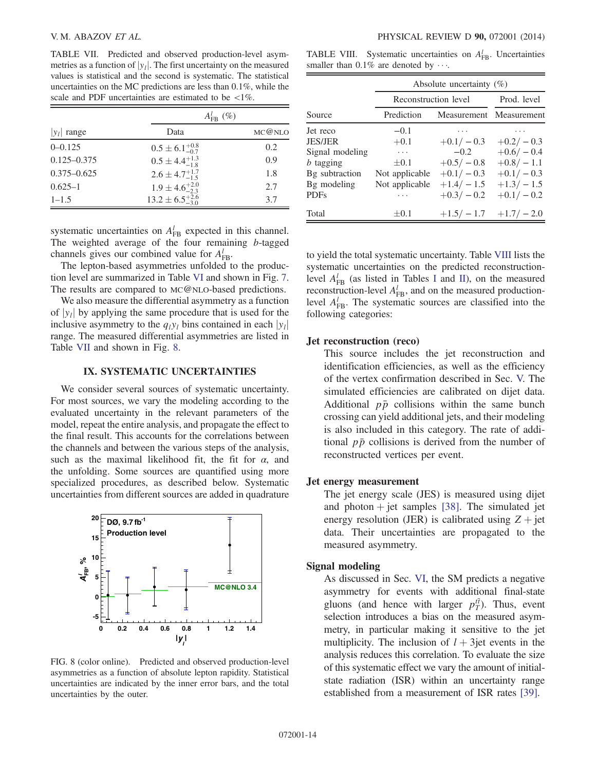TABLE VII. Predicted and observed production-level asymmetries as a function of $|y_l|$. The first uncertainty on the measured values is statistical and the second is systematic. The statistical uncertainties on the MC predictions are less than 0.1%, while the scale and PDF uncertainties are estimated to be <1%.

| | $A_{FB}^l$ (%) | |
|---|---|---|
| $\lvert y_l\rvert$ range | Data | MC@NLO |
| 0–0.125 | $0.5 \pm 6.1^{+0.8}_{-0.7}$ | 0.2 |
| 0.125–0.375 | $0.5 \pm 4.4^{+1.3}_{-1.8}$ | 0.9 |
| 0.375–0.625 | $2.6 \pm 4.7^{+1.7}_{-1.5}$ | 1.8 |
| 0.625–1 | $1.9 \pm 4.6^{+2.0}_{-2.3}$ | 2.7 |
| 1–1.5 | $13.2 \pm 6.5^{+2.6}_{-3.0}$ | 3.7 |

systematic uncertainties on $A_{FB}^l$ expected in this channel. The weighted average of the four remaining $b$-tagged channels gives our combined value for $A_{FB}^l$.

The lepton-based asymmetries unfolded to the production level are summarized in Table VI and shown in Fig. 7. The results are compared to MC@NLO-based predictions.

We also measure the differential asymmetry as a function of $|y_l|$ by applying the same procedure that is used for the inclusive asymmetry to the $q_l y_l$ bins contained in each $|y_l|$ range. The measured differential asymmetries are listed in Table VII and shown in Fig. 8.

## IX. SYSTEMATIC UNCERTAINTIES

We consider several sources of systematic uncertainty. For most sources, we vary the modeling according to the evaluated uncertainty in the relevant parameters of the model, repeat the entire analysis, and propagate the effect to the final result. This accounts for the correlations between the channels and between the various steps of the analysis, such as the maximal likelihood fit, the fit for $\alpha$, and the unfolding. Some sources are quantified using more specialized procedures, as described below. Systematic uncertainties from different sources are added in quadrature to yield the total systematic uncertainty. Table VIII lists the systematic uncertainties on the predicted reconstruction-level $A_{FB}^l$ (as listed in Tables I and II), on the measured reconstruction-level $A_{FB}^l$, and on the measured production-level $A_{FB}^l$. The systematic sources are classified into the following categories:

FIG. 8 (color online). Predicted and observed production-level asymmetries as a function of absolute lepton rapidity. Statistical uncertainties are indicated by the inner error bars, and the total uncertainties by the outer.

TABLE VIII. Systematic uncertainties on $A_{FB}^l$. Uncertainties smaller than 0.1% are denoted by $\cdots$.

| | Absolute uncertainty (%) | | |
|---|---|---|---|
| | Reconstruction level | | Prod. level |
| Source | Prediction | Measurement | Measurement |
| Jet reco | $-0.1$ | $\cdots$ | $\cdots$ |
| JES/JER | $+0.1$ | $+0.1/-0.3$ | $+0.2/-0.3$ |
| Signal modeling | $\cdots$ | $-0.2$ | $+0.6/-0.4$ |
| $b$ tagging | $\pm 0.1$ | $+0.5/-0.8$ | $+0.8/-1.1$ |
| Bg subtraction | Not applicable | $+0.1/-0.3$ | $+0.1/-0.3$ |
| Bg modeling | Not applicable | $+1.4/-1.5$ | $+1.3/-1.5$ |
| PDFs | $\cdots$ | $+0.3/-0.2$ | $+0.1/-0.2$ |
| Total | $\pm 0.1$ | $+1.5/-1.7$ | $+1.7/-2.0$ |

**Jet reconstruction (reco)**

This source includes the jet reconstruction and identification efficiencies, as well as the efficiency of the vertex confirmation described in Sec. V. The simulated efficiencies are calibrated on dijet data. Additional $p\bar{p}$ collisions within the same bunch crossing can yield additional jets, and their modeling is also included in this category. The rate of additional $p\bar{p}$ collisions is derived from the number of reconstructed vertices per event.

**Jet energy measurement**

The jet energy scale (JES) is measured using dijet and photon + jet samples [38]. The simulated jet energy resolution (JER) is calibrated using $Z$ + jet data. Their uncertainties are propagated to the measured asymmetry.

**Signal modeling**

As discussed in Sec. VI, the SM predicts a negative asymmetry for events with additional final-state gluons (and hence with larger $p_T^{t\bar{t}}$). Thus, event selection introduces a bias on the measured asymmetry, in particular making it sensitive to the jet multiplicity. The inclusion of $l$ + 3jet events in the analysis reduces this correlation. To evaluate the size of this systematic effect we vary the amount of initial-state radiation (ISR) within an uncertainty range established from a measurement of ISR rates [39].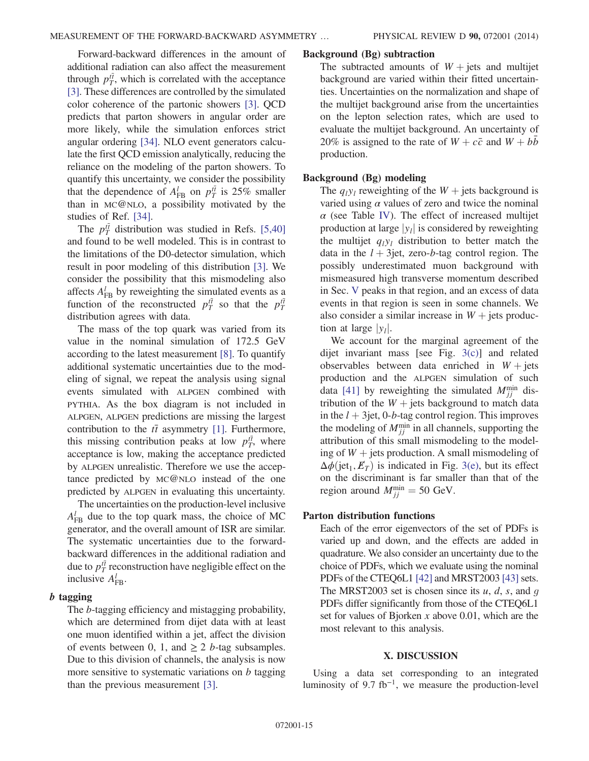Forward-backward differences in the amount of additional radiation can also affect the measurement through $p_T^{t\bar{t}}$, which is correlated with the acceptance [3]. These differences are controlled by the simulated color coherence of the partonic showers [3]. QCD predicts that parton showers in angular order are more likely, while the simulation enforces strict angular ordering [34]. NLO event generators calculate the first QCD emission analytically, reducing the reliance on the modeling of the parton showers. To quantify this uncertainty, we consider the possibility that the dependence of $A_{\mathrm{FB}}^{l}$ on $p_T^{t\bar{t}}$ is 25% smaller than in MC@NLO, a possibility motivated by the studies of Ref. [34].

The $p_T^{t\bar{t}}$ distribution was studied in Refs. [5,40] and found to be well modeled. This is in contrast to the limitations of the D0-detector simulation, which result in poor modeling of this distribution [3]. We consider the possibility that this mismodeling also affects $A_{\mathrm{FB}}^{l}$ by reweighting the simulated events as a function of the reconstructed $p_T^{t\bar{t}}$ so that the $p_T^{t\bar{t}}$ distribution agrees with data.

The mass of the top quark was varied from its value in the nominal simulation of 172.5 GeV according to the latest measurement [8]. To quantify additional systematic uncertainties due to the modeling of signal, we repeat the analysis using signal events simulated with ALPGEN combined with PYTHIA. As the box diagram is not included in ALPGEN, ALPGEN predictions are missing the largest contribution to the $t\bar{t}$ asymmetry [1]. Furthermore, this missing contribution peaks at low $p_T^{t\bar{t}}$, where acceptance is low, making the acceptance predicted by ALPGEN unrealistic. Therefore we use the acceptance predicted by MC@NLO instead of the one predicted by ALPGEN in evaluating this uncertainty.

The uncertainties on the production-level inclusive $A_{\mathrm{FB}}^{l}$ due to the top quark mass, the choice of MC generator, and the overall amount of ISR are similar. The systematic uncertainties due to the forward-backward differences in the additional radiation and due to $p_T^{t\bar{t}}$ reconstruction have negligible effect on the inclusive $A_{\mathrm{FB}}^{l}$.

**$b$ tagging**

The $b$-tagging efficiency and mistagging probability, which are determined from dijet data with at least one muon identified within a jet, affect the division of events between 0, 1, and $\geq 2$ $b$-tag subsamples. Due to this division of channels, the analysis is now more sensitive to systematic variations on $b$ tagging than the previous measurement [3].

**Background (Bg) subtraction**

The subtracted amounts of $W+$jets and multijet background are varied within their fitted uncertainties. Uncertainties on the normalization and shape of the multijet background arise from the uncertainties on the lepton selection rates, which are used to evaluate the multijet background. An uncertainty of 20% is assigned to the rate of $W+c\bar{c}$ and $W+b\bar{b}$ production.

**Background (Bg) modeling**

The $q_l y_l$ reweighting of the $W+$jets background is varied using $\alpha$ values of zero and twice the nominal $\alpha$ (see Table IV). The effect of increased multijet production at large $|y_l|$ is considered by reweighting the multijet $q_l y_l$ distribution to better match the data in the $l+3$jet, zero-$b$-tag control region. The possibly underestimated muon background with mismeasured high transverse momentum described in Sec. V peaks in that region, and an excess of data events in that region is seen in some channels. We also consider a similar increase in $W+$jets production at large $|y_l|$.

We account for the marginal agreement of the dijet invariant mass [see Fig. 3(c)] and related observables between data enriched in $W+$jets production and the ALPGEN simulation of such data [41] by reweighting the simulated $M_{jj}^{\mathrm{min}}$ distribution of the $W+$jets background to match data in the $l+3$jet, 0-$b$-tag control region. This improves the modeling of $M_{jj}^{\mathrm{min}}$ in all channels, supporting the attribution of this small mismodeling to the modeling of $W+$jets production. A small mismodeling of $\Delta\phi(\mathrm{jet}_1, \not{E}_T)$ is indicated in Fig. 3(e), but its effect on the discriminant is far smaller than that of the region around $M_{jj}^{\mathrm{min}} = 50$ GeV.

**Parton distribution functions**

Each of the error eigenvectors of the set of PDFs is varied up and down, and the effects are added in quadrature. We also consider an uncertainty due to the choice of PDFs, which we evaluate using the nominal PDFs of the CTEQ6L1 [42] and MRST2003 [43] sets. The MRST2003 set is chosen since its $u$, $d$, $s$, and $g$ PDFs differ significantly from those of the CTEQ6L1 set for values of Bjorken $x$ above 0.01, which are the most relevant to this analysis.

## X. DISCUSSION

Using a data set corresponding to an integrated luminosity of 9.7 fb$^{-1}$, we measure the production-level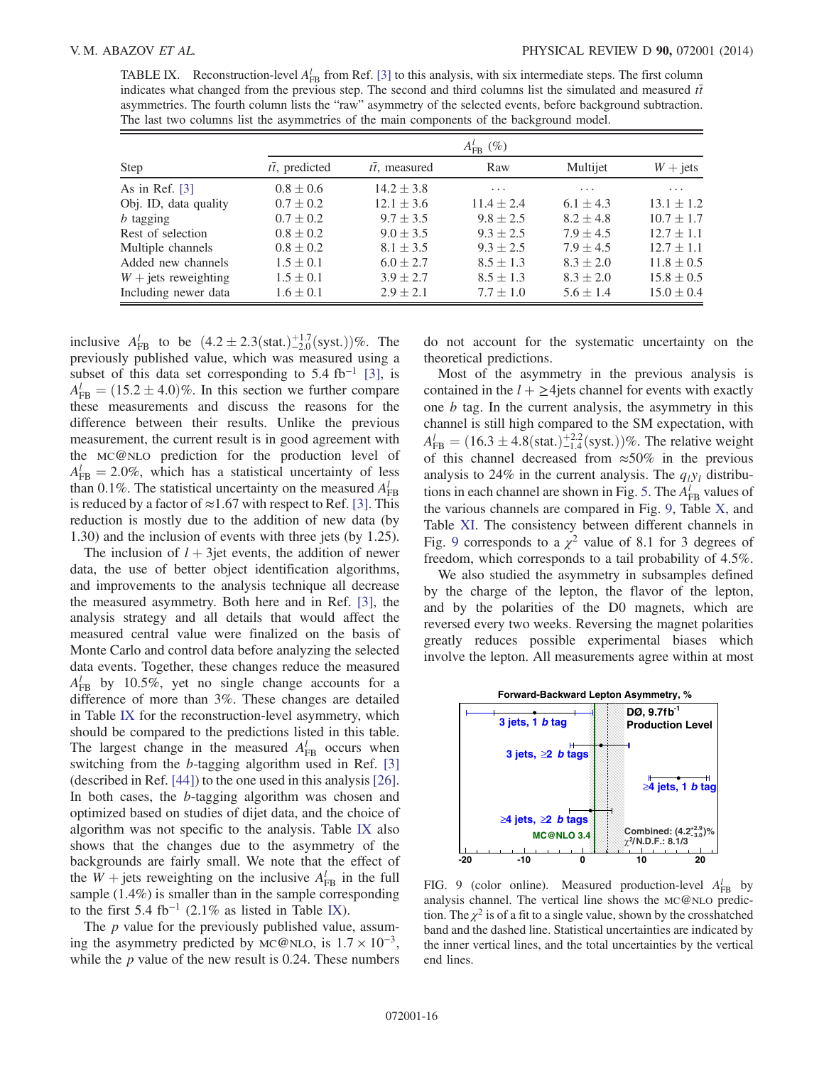TABLE IX. Reconstruction-level $A_{\rm FB}^{l}$ from Ref. [3] to this analysis, with six intermediate steps. The first column indicates what changed from the previous step. The second and third columns list the simulated and measured $t\bar{t}$ asymmetries. The fourth column lists the "raw" asymmetry of the selected events, before background subtraction. The last two columns list the asymmetries of the main components of the background model.

| | $A_{\rm FB}^{l}$ (%) | | | | |
|---|---|---|---|---|---|
| Step | $t\bar{t}$, predicted | $t\bar{t}$, measured | Raw | Multijet | $W+$jets |
| As in Ref. [3] | $0.8 \pm 0.6$ | $14.2 \pm 3.8$ | ... | ... | ... |
| Obj. ID, data quality | $0.7 \pm 0.2$ | $12.1 \pm 3.6$ | $11.4 \pm 2.4$ | $6.1 \pm 4.3$ | $13.1 \pm 1.2$ |
| $b$ tagging | $0.7 \pm 0.2$ | $9.7 \pm 3.5$ | $9.8 \pm 2.5$ | $8.2 \pm 4.8$ | $10.7 \pm 1.7$ |
| Rest of selection | $0.8 \pm 0.2$ | $9.0 \pm 3.5$ | $9.3 \pm 2.5$ | $7.9 \pm 4.5$ | $12.7 \pm 1.1$ |
| Multiple channels | $0.8 \pm 0.2$ | $8.1 \pm 3.5$ | $9.3 \pm 2.5$ | $7.9 \pm 4.5$ | $12.7 \pm 1.1$ |
| Added new channels | $1.5 \pm 0.1$ | $6.0 \pm 2.7$ | $8.5 \pm 1.3$ | $8.3 \pm 2.0$ | $11.8 \pm 0.5$ |
| $W+$jets reweighting | $1.5 \pm 0.1$ | $3.9 \pm 2.7$ | $8.5 \pm 1.3$ | $8.3 \pm 2.0$ | $15.8 \pm 0.5$ |
| Including newer data | $1.6 \pm 0.1$ | $2.9 \pm 2.1$ | $7.7 \pm 1.0$ | $5.6 \pm 1.4$ | $15.0 \pm 0.4$ |

inclusive $A_{\rm FB}^{l}$ to be $(4.2 \pm 2.3(\text{stat.})^{+1.7}_{-2.0}(\text{syst.}))\%$. The previously published value, which was measured using a subset of this data set corresponding to 5.4 fb$^{-1}$ [3], is $A_{\rm FB}^{l} = (15.2 \pm 4.0)\%$. In this section we further compare these measurements and discuss the reasons for the difference between their results. Unlike the previous measurement, the current result is in good agreement with the MC@NLO prediction for the production level of $A_{\rm FB}^{l} = 2.0\%$, which has a statistical uncertainty of less than 0.1%. The statistical uncertainty on the measured $A_{\rm FB}^{l}$ is reduced by a factor of $\approx 1.67$ with respect to Ref. [3]. This reduction is mostly due to the addition of new data (by 1.30) and the inclusion of events with three jets (by 1.25).

The inclusion of $l+3$jet events, the addition of newer data, the use of better object identification algorithms, and improvements to the analysis technique all decrease the measured asymmetry. Both here and in Ref. [3], the analysis strategy and all details that would affect the measured central value were finalized on the basis of Monte Carlo and control data before analyzing the selected data events. Together, these changes reduce the measured $A_{\rm FB}^{l}$ by 10.5%, yet no single change accounts for a difference of more than 3%. These changes are detailed in Table IX for the reconstruction-level asymmetry, which should be compared to the predictions listed in this table. The largest change in the measured $A_{\rm FB}^{l}$ occurs when switching from the $b$-tagging algorithm used in Ref. [3] (described in Ref. [44]) to the one used in this analysis [26]. In both cases, the $b$-tagging algorithm was chosen and optimized based on studies of dijet data, and the choice of algorithm was not specific to the analysis. Table IX also shows that the changes due to the asymmetry of the backgrounds are fairly small. We note that the effect of the $W+$jets reweighting on the inclusive $A_{\rm FB}^{l}$ in the full sample (1.4%) is smaller than in the sample corresponding to the first 5.4 fb$^{-1}$ (2.1% as listed in Table IX).

The $p$ value for the previously published value, assuming the asymmetry predicted by MC@NLO, is $1.7 \times 10^{-3}$, while the $p$ value of the new result is 0.24. These numbers do not account for the systematic uncertainty on the theoretical predictions.

Most of the asymmetry in the previous analysis is contained in the $l+\geq 4$jets channel for events with exactly one $b$ tag. In the current analysis, the asymmetry in this channel is still high compared to the SM expectation, with $A_{\rm FB}^{l} = (16.3 \pm 4.8(\text{stat.})^{+2.2}_{-1.4}(\text{syst.}))\%$. The relative weight of this channel decreased from $\approx 50\%$ in the previous analysis to 24% in the current analysis. The $q_l y_l$ distributions in each channel are shown in Fig. 5. The $A_{\rm FB}^{l}$ values of the various channels are compared in Fig. 9, Table X, and Table XI. The consistency between different channels in Fig. 9 corresponds to a $\chi^2$ value of 8.1 for 3 degrees of freedom, which corresponds to a tail probability of 4.5%.

We also studied the asymmetry in subsamples defined by the charge of the lepton, the flavor of the lepton, and by the polarities of the D0 magnets, which are reversed every two weeks. Reversing the magnet polarities greatly reduces possible experimental biases which involve the lepton. All measurements agree within at most

FIG. 9 (color online). Measured production-level $A_{\rm FB}^{l}$ by analysis channel. The vertical line shows the MC@NLO prediction. The $\chi^2$ is of a fit to a single value, shown by the crosshatched band and the dashed line. Statistical uncertainties are indicated by the inner vertical lines, and the total uncertainties by the vertical end lines.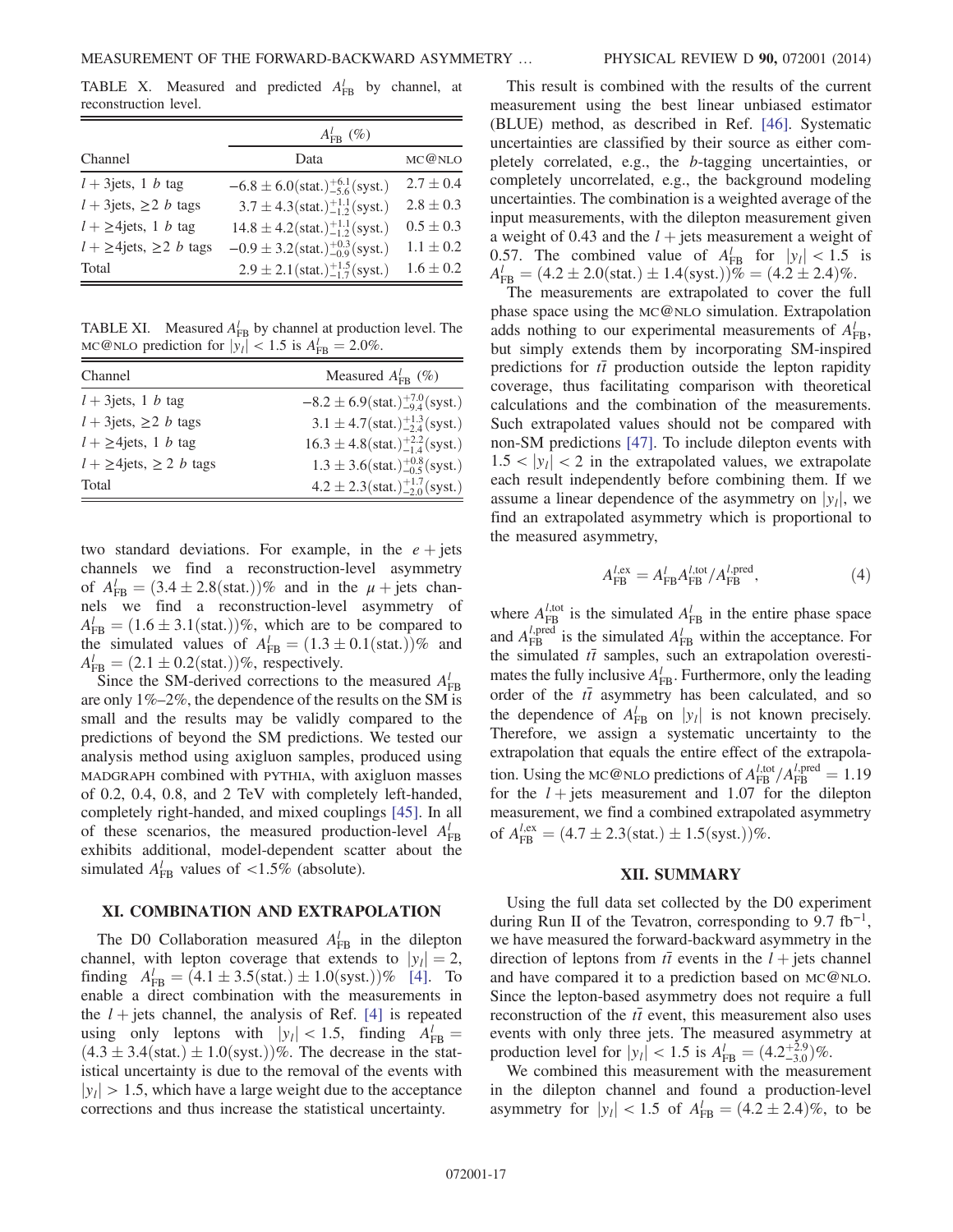TABLE X. Measured and predicted $A_{\mathrm{FB}}^{l}$ by channel, at reconstruction level.

| Channel | $A_{\mathrm{FB}}^{l}$ (%) Data | MC@NLO |
|---|---|---|
| $l+3$jets, 1 $b$ tag | $-6.8 \pm 6.0(\mathrm{stat.})^{+6.1}_{-5.6}(\mathrm{syst.})$ | $2.7 \pm 0.4$ |
| $l+3$jets, $\geq 2$ $b$ tags | $3.7 \pm 4.3(\mathrm{stat.})^{+1.1}_{-1.2}(\mathrm{syst.})$ | $2.8 \pm 0.3$ |
| $l+\geq 4$jets, 1 $b$ tag | $14.8 \pm 4.2(\mathrm{stat.})^{+1.1}_{-1.2}(\mathrm{syst.})$ | $0.5 \pm 0.3$ |
| $l+\geq 4$jets, $\geq 2$ $b$ tags | $-0.9 \pm 3.2(\mathrm{stat.})^{+0.3}_{-0.9}(\mathrm{syst.})$ | $1.1 \pm 0.2$ |
| Total | $2.9 \pm 2.1(\mathrm{stat.})^{+1.5}_{-1.7}(\mathrm{syst.})$ | $1.6 \pm 0.2$ |

TABLE XI. Measured $A_{\mathrm{FB}}^{l}$ by channel at production level. The MC@NLO prediction for $|y_l| < 1.5$ is $A_{\mathrm{FB}}^{l} = 2.0\%$.

| Channel | Measured $A_{\mathrm{FB}}^{l}$ (%) |
|---|---|
| $l+3$jets, 1 $b$ tag | $-8.2 \pm 6.9(\mathrm{stat.})^{+7.0}_{-9.4}(\mathrm{syst.})$ |
| $l+3$jets, $\geq 2$ $b$ tags | $3.1 \pm 4.7(\mathrm{stat.})^{+1.3}_{-2.4}(\mathrm{syst.})$ |
| $l+\geq 4$jets, 1 $b$ tag | $16.3 \pm 4.8(\mathrm{stat.})^{+2.2}_{-1.4}(\mathrm{syst.})$ |
| $l+\geq 4$jets, $\geq 2$ $b$ tags | $1.3 \pm 3.6(\mathrm{stat.})^{+0.8}_{-0.5}(\mathrm{syst.})$ |
| Total | $4.2 \pm 2.3(\mathrm{stat.})^{+1.7}_{-2.0}(\mathrm{syst.})$ |

two standard deviations. For example, in the $e+$jets channels we find a reconstruction-level asymmetry of $A_{\mathrm{FB}}^{l} = (3.4 \pm 2.8(\mathrm{stat.}))\%$ and in the $\mu+$jets channels we find a reconstruction-level asymmetry of $A_{\mathrm{FB}}^{l} = (1.6 \pm 3.1(\mathrm{stat.}))\%$, which are to be compared to the simulated values of $A_{\mathrm{FB}}^{l} = (1.3 \pm 0.1(\mathrm{stat.}))\%$ and $A_{\mathrm{FB}}^{l} = (2.1 \pm 0.2(\mathrm{stat.}))\%$, respectively.

Since the SM-derived corrections to the measured $A_{\mathrm{FB}}^{l}$ are only 1%–2%, the dependence of the results on the SM is small and the results may be validly compared to the predictions of beyond the SM predictions. We tested our analysis method using axigluon samples, produced using MADGRAPH combined with PYTHIA, with axigluon masses of 0.2, 0.4, 0.8, and 2 TeV with completely left-handed, completely right-handed, and mixed couplings [45]. In all of these scenarios, the measured production-level $A_{\mathrm{FB}}^{l}$ exhibits additional, model-dependent scatter about the simulated $A_{\mathrm{FB}}^{l}$ values of <1.5% (absolute).

## XI. COMBINATION AND EXTRAPOLATION

The D0 Collaboration measured $A_{\mathrm{FB}}^{l}$ in the dilepton channel, with lepton coverage that extends to $|y_l| = 2$, finding $A_{\mathrm{FB}}^{l} = (4.1 \pm 3.5(\mathrm{stat.}) \pm 1.0(\mathrm{syst.}))\%$ [4]. To enable a direct combination with the measurements in the $l+$jets channel, the analysis of Ref. [4] is repeated using only leptons with $|y_l| < 1.5$, finding $A_{\mathrm{FB}}^{l} = (4.3 \pm 3.4(\mathrm{stat.}) \pm 1.0(\mathrm{syst.}))\%$. The decrease in the statistical uncertainty is due to the removal of the events with $|y_l| > 1.5$, which have a large weight due to the acceptance corrections and thus increase the statistical uncertainty.

This result is combined with the results of the current measurement using the best linear unbiased estimator (BLUE) method, as described in Ref. [46]. Systematic uncertainties are classified by their source as either completely correlated, e.g., the $b$-tagging uncertainties, or completely uncorrelated, e.g., the background modeling uncertainties. The combination is a weighted average of the input measurements, with the dilepton measurement given a weight of 0.43 and the $l+$jets measurement a weight of 0.57. The combined value of $A_{\mathrm{FB}}^{l}$ for $|y_l| < 1.5$ is $A_{\mathrm{FB}}^{l} = (4.2 \pm 2.0(\mathrm{stat.}) \pm 1.4(\mathrm{syst.}))\% = (4.2 \pm 2.4)\%$.

The measurements are extrapolated to cover the full phase space using the MC@NLO simulation. Extrapolation adds nothing to our experimental measurements of $A_{\mathrm{FB}}^{l}$, but simply extends them by incorporating SM-inspired predictions for $t\bar{t}$ production outside the lepton rapidity coverage, thus facilitating comparison with theoretical calculations and the combination of the measurements. Such extrapolated values should not be compared with non-SM predictions [47]. To include dilepton events with $1.5 < |y_l| < 2$ in the extrapolated values, we extrapolate each result independently before combining them. If we assume a linear dependence of the asymmetry on $|y_l|$, we find an extrapolated asymmetry which is proportional to the measured asymmetry,

$$A_{\mathrm{FB}}^{l,\mathrm{ex}} = A_{\mathrm{FB}}^{l} A_{\mathrm{FB}}^{l,\mathrm{tot}} / A_{\mathrm{FB}}^{l,\mathrm{pred}}, \tag{4}$$

where $A_{\mathrm{FB}}^{l,\mathrm{tot}}$ is the simulated $A_{\mathrm{FB}}^{l}$ in the entire phase space and $A_{\mathrm{FB}}^{l,\mathrm{pred}}$ is the simulated $A_{\mathrm{FB}}^{l}$ within the acceptance. For the simulated $t\bar{t}$ samples, such an extrapolation overestimates the fully inclusive $A_{\mathrm{FB}}^{l}$. Furthermore, only the leading order of the $t\bar{t}$ asymmetry has been calculated, and so the dependence of $A_{\mathrm{FB}}^{l}$ on $|y_l|$ is not known precisely. Therefore, we assign a systematic uncertainty to the extrapolation that equals the entire effect of the extrapolation. Using the MC@NLO predictions of $A_{\mathrm{FB}}^{l,\mathrm{tot}}/A_{\mathrm{FB}}^{l,\mathrm{pred}} = 1.19$ for the $l+$jets measurement and 1.07 for the dilepton measurement, we find a combined extrapolated asymmetry of $A_{\mathrm{FB}}^{l,\mathrm{ex}} = (4.7 \pm 2.3(\mathrm{stat.}) \pm 1.5(\mathrm{syst.}))\%$.

## XII. SUMMARY

Using the full data set collected by the D0 experiment during Run II of the Tevatron, corresponding to 9.7 fb$^{-1}$, we have measured the forward-backward asymmetry in the direction of leptons from $t\bar{t}$ events in the $l+$jets channel and have compared it to a prediction based on MC@NLO. Since the lepton-based asymmetry does not require a full reconstruction of the $t\bar{t}$ event, this measurement also uses events with only three jets. The measured asymmetry at production level for $|y_l| < 1.5$ is $A_{\mathrm{FB}}^{l} = (4.2^{+2.9}_{-3.0})\%$.

We combined this measurement with the measurement in the dilepton channel and found a production-level asymmetry for $|y_l| < 1.5$ of $A_{\mathrm{FB}}^{l} = (4.2 \pm 2.4)\%$, to be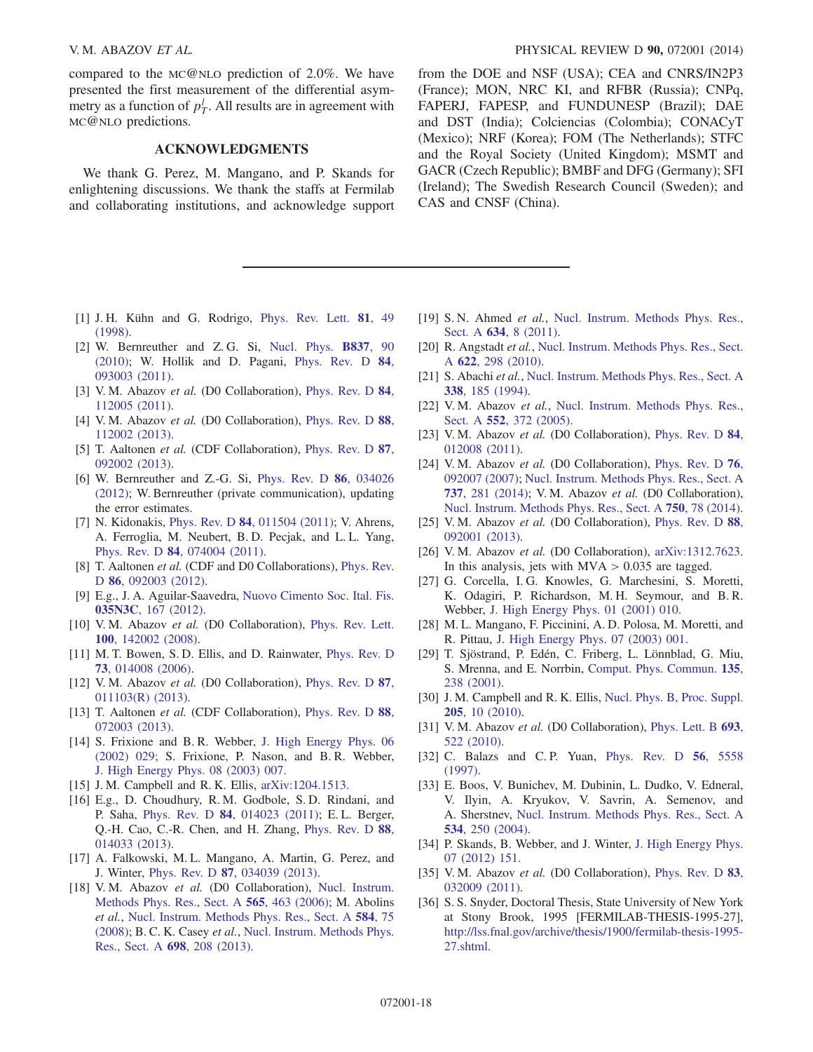compared to the MC@NLO prediction of 2.0%. We have presented the first measurement of the differential asymmetry as a function of $p_T^l$. All results are in agreement with MC@NLO predictions.

## ACKNOWLEDGMENTS

We thank G. Perez, M. Mangano, and P. Skands for enlightening discussions. We thank the staffs at Fermilab and collaborating institutions, and acknowledge support from the DOE and NSF (USA); CEA and CNRS/IN2P3 (France); MON, NRC KI, and RFBR (Russia); CNPq, FAPERJ, FAPESP, and FUNDUNESP (Brazil); DAE and DST (India); Colciencias (Colombia); CONACyT (Mexico); NRF (Korea); FOM (The Netherlands); STFC and the Royal Society (United Kingdom); MSMT and GACR (Czech Republic); BMBF and DFG (Germany); SFI (Ireland); The Swedish Research Council (Sweden); and CAS and CNSF (China).

---

[1] J. H. Kühn and G. Rodrigo, Phys. Rev. Lett. **81**, 49 (1998).

[2] W. Bernreuther and Z. G. Si, Nucl. Phys. **B837**, 90 (2010); W. Hollik and D. Pagani, Phys. Rev. D **84**, 093003 (2011).

[3] V. M. Abazov *et al.* (D0 Collaboration), Phys. Rev. D **84**, 112005 (2011).

[4] V. M. Abazov *et al.* (D0 Collaboration), Phys. Rev. D **88**, 112002 (2013).

[5] T. Aaltonen *et al.* (CDF Collaboration), Phys. Rev. D **87**, 092002 (2013).

[6] W. Bernreuther and Z.-G. Si, Phys. Rev. D **86**, 034026 (2012); W. Bernreuther (private communication), updating the error estimates.

[7] N. Kidonakis, Phys. Rev. D **84**, 011504 (2011); V. Ahrens, A. Ferroglia, M. Neubert, B. D. Pecjak, and L. L. Yang, Phys. Rev. D **84**, 074004 (2011).

[8] T. Aaltonen *et al.* (CDF and D0 Collaborations), Phys. Rev. D **86**, 092003 (2012).

[9] E.g., J. A. Aguilar-Saavedra, Nuovo Cimento Soc. Ital. Fis. **035N3C**, 167 (2012).

[10] V. M. Abazov *et al.* (D0 Collaboration), Phys. Rev. Lett. **100**, 142002 (2008).

[11] M. T. Bowen, S. D. Ellis, and D. Rainwater, Phys. Rev. D **73**, 014008 (2006).

[12] V. M. Abazov *et al.* (D0 Collaboration), Phys. Rev. D **87**, 011103(R) (2013).

[13] T. Aaltonen *et al.* (CDF Collaboration), Phys. Rev. D **88**, 072003 (2013).

[14] S. Frixione and B. R. Webber, J. High Energy Phys. 06 (2002) 029; S. Frixione, P. Nason, and B. R. Webber, J. High Energy Phys. 08 (2003) 007.

[15] J. M. Campbell and R. K. Ellis, arXiv:1204.1513.

[16] E.g., D. Choudhury, R. M. Godbole, S. D. Rindani, and P. Saha, Phys. Rev. D **84**, 014023 (2011); E. L. Berger, Q.-H. Cao, C.-R. Chen, and H. Zhang, Phys. Rev. D **88**, 014033 (2013).

[17] A. Falkowski, M. L. Mangano, A. Martin, G. Perez, and J. Winter, Phys. Rev. D **87**, 034039 (2013).

[18] V. M. Abazov *et al.* (D0 Collaboration), Nucl. Instrum. Methods Phys. Res., Sect. A **565**, 463 (2006); M. Abolins *et al.*, Nucl. Instrum. Methods Phys. Res., Sect. A **584**, 75 (2008); B. C. K. Casey *et al.*, Nucl. Instrum. Methods Phys. Res., Sect. A **698**, 208 (2013).

[19] S. N. Ahmed *et al.*, Nucl. Instrum. Methods Phys. Res., Sect. A **634**, 8 (2011).

[20] R. Angstadt *et al.*, Nucl. Instrum. Methods Phys. Res., Sect. A **622**, 298 (2010).

[21] S. Abachi *et al.*, Nucl. Instrum. Methods Phys. Res., Sect. A **338**, 185 (1994).

[22] V. M. Abazov *et al.*, Nucl. Instrum. Methods Phys. Res., Sect. A **552**, 372 (2005).

[23] V. M. Abazov *et al.* (D0 Collaboration), Phys. Rev. D **84**, 012008 (2011).

[24] V. M. Abazov *et al.* (D0 Collaboration), Phys. Rev. D **76**, 092007 (2007); Nucl. Instrum. Methods Phys. Res., Sect. A **737**, 281 (2014); V. M. Abazov *et al.* (D0 Collaboration), Nucl. Instrum. Methods Phys. Res., Sect. A **750**, 78 (2014).

[25] V. M. Abazov *et al.* (D0 Collaboration), Phys. Rev. D **88**, 092001 (2013).

[26] V. M. Abazov *et al.* (D0 Collaboration), arXiv:1312.7623. In this analysis, jets with MVA > 0.035 are tagged.

[27] G. Corcella, I. G. Knowles, G. Marchesini, S. Moretti, K. Odagiri, P. Richardson, M. H. Seymour, and B. R. Webber, J. High Energy Phys. 01 (2001) 010.

[28] M. L. Mangano, F. Piccinini, A. D. Polosa, M. Moretti, and R. Pittau, J. High Energy Phys. 07 (2003) 001.

[29] T. Sjöstrand, P. Edén, C. Friberg, L. Lönnblad, G. Miu, S. Mrenna, and E. Norrbin, Comput. Phys. Commun. **135**, 238 (2001).

[30] J. M. Campbell and R. K. Ellis, Nucl. Phys. B, Proc. Suppl. **205**, 10 (2010).

[31] V. M. Abazov *et al.* (D0 Collaboration), Phys. Lett. B **693**, 522 (2010).

[32] C. Balazs and C. P. Yuan, Phys. Rev. D **56**, 5558 (1997).

[33] E. Boos, V. Bunichev, M. Dubinin, L. Dudko, V. Edneral, V. Ilyin, A. Kryukov, V. Savrin, A. Semenov, and A. Sherstnev, Nucl. Instrum. Methods Phys. Res., Sect. A **534**, 250 (2004).

[34] P. Skands, B. Webber, and J. Winter, J. High Energy Phys. 07 (2012) 151.

[35] V. M. Abazov *et al.* (D0 Collaboration), Phys. Rev. D **83**, 032009 (2011).

[36] S. S. Snyder, Doctoral Thesis, State University of New York at Stony Brook, 1995 [FERMILAB-THESIS-1995-27], http://lss.fnal.gov/archive/thesis/1900/fermilab-thesis-1995-27.shtml.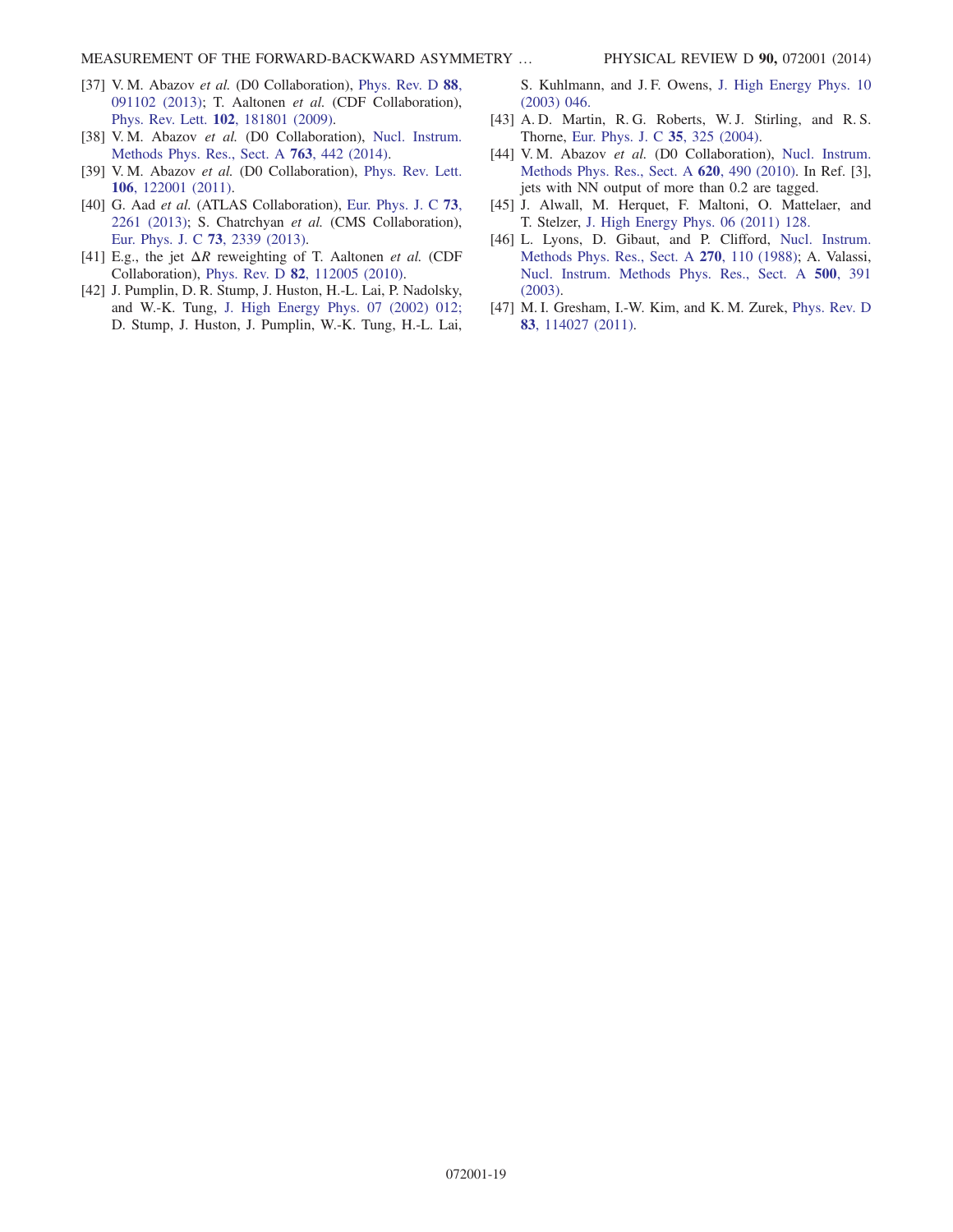[37] V. M. Abazov *et al.* (D0 Collaboration), Phys. Rev. D **88**, 091102 (2013); T. Aaltonen *et al.* (CDF Collaboration), Phys. Rev. Lett. **102**, 181801 (2009).

[38] V. M. Abazov *et al.* (D0 Collaboration), Nucl. Instrum. Methods Phys. Res., Sect. A **763**, 442 (2014).

[39] V. M. Abazov *et al.* (D0 Collaboration), Phys. Rev. Lett. **106**, 122001 (2011).

[40] G. Aad *et al.* (ATLAS Collaboration), Eur. Phys. J. C **73**, 2261 (2013); S. Chatrchyan *et al.* (CMS Collaboration), Eur. Phys. J. C **73**, 2339 (2013).

[41] E.g., the jet $\Delta R$ reweighting of T. Aaltonen *et al.* (CDF Collaboration), Phys. Rev. D **82**, 112005 (2010).

[42] J. Pumplin, D. R. Stump, J. Huston, H.-L. Lai, P. Nadolsky, and W.-K. Tung, J. High Energy Phys. 07 (2002) 012; D. Stump, J. Huston, J. Pumplin, W.-K. Tung, H.-L. Lai, S. Kuhlmann, and J. F. Owens, J. High Energy Phys. 10 (2003) 046.

[43] A. D. Martin, R. G. Roberts, W. J. Stirling, and R. S. Thorne, Eur. Phys. J. C **35**, 325 (2004).

[44] V. M. Abazov *et al.* (D0 Collaboration), Nucl. Instrum. Methods Phys. Res., Sect. A **620**, 490 (2010). In Ref. [3], jets with NN output of more than 0.2 are tagged.

[45] J. Alwall, M. Herquet, F. Maltoni, O. Mattelaer, and T. Stelzer, J. High Energy Phys. 06 (2011) 128.

[46] L. Lyons, D. Gibaut, and P. Clifford, Nucl. Instrum. Methods Phys. Res., Sect. A **270**, 110 (1988); A. Valassi, Nucl. Instrum. Methods Phys. Res., Sect. A **500**, 391 (2003).

[47] M. I. Gresham, I.-W. Kim, and K. M. Zurek, Phys. Rev. D **83**, 114027 (2011).